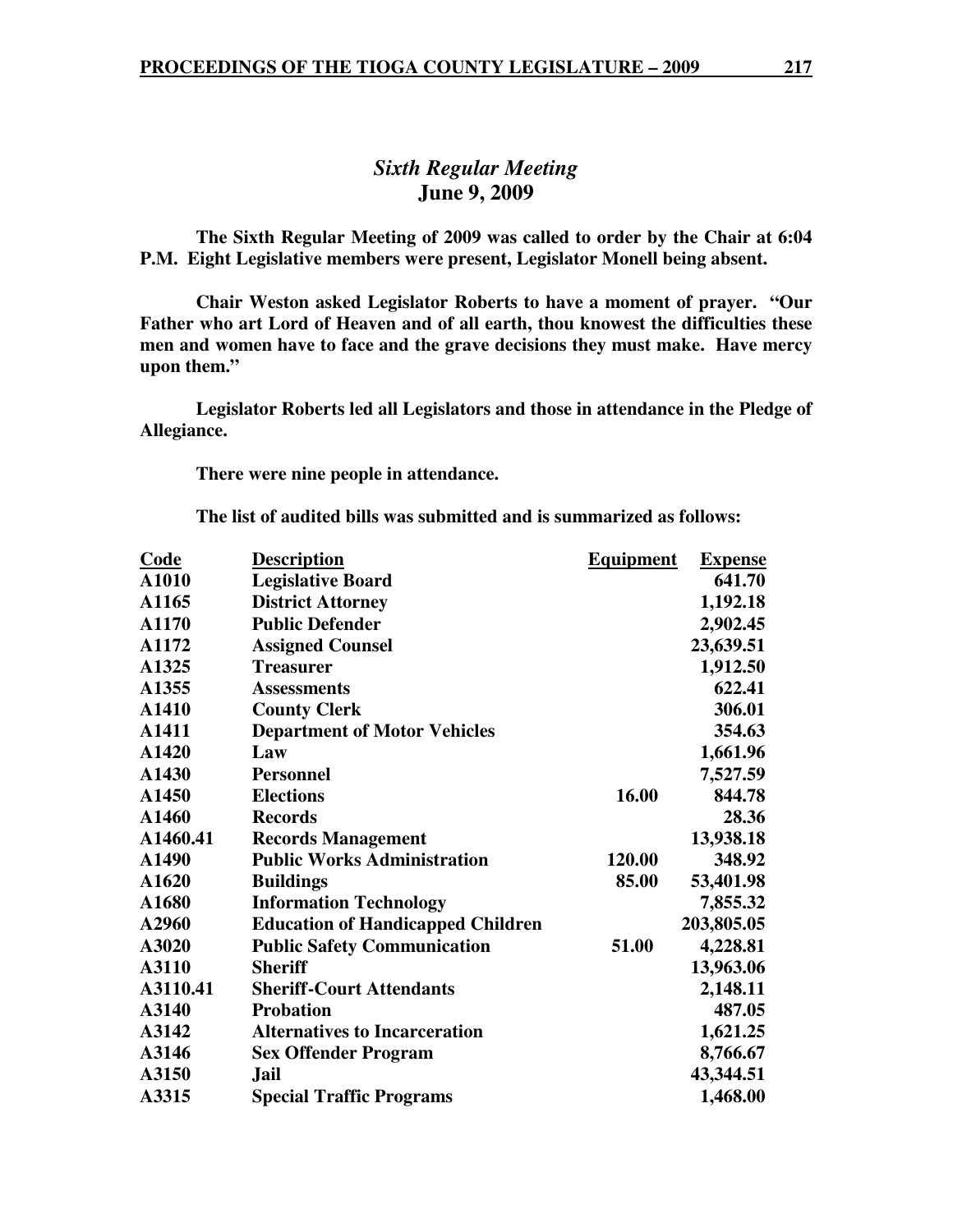## *Sixth Regular Meeting*
## June 9, 2009

**The Sixth Regular Meeting of 2009 was called to order by the Chair at 6:04 P.M. Eight Legislative members were present, Legislator Monell being absent.**

**Chair Weston asked Legislator Roberts to have a moment of prayer. "Our Father who art Lord of Heaven and of all earth, thou knowest the difficulties these men and women have to face and the grave decisions they must make. Have mercy upon them."**

**Legislator Roberts led all Legislators and those in attendance in the Pledge of Allegiance.**

**There were nine people in attendance.**

**The list of audited bills was submitted and is summarized as follows:**

| Code | Description | Equipment | Expense |
|---|---|---|---|
| A1010 | Legislative Board | | 641.70 |
| A1165 | District Attorney | | 1,192.18 |
| A1170 | Public Defender | | 2,902.45 |
| A1172 | Assigned Counsel | | 23,639.51 |
| A1325 | Treasurer | | 1,912.50 |
| A1355 | Assessments | | 622.41 |
| A1410 | County Clerk | | 306.01 |
| A1411 | Department of Motor Vehicles | | 354.63 |
| A1420 | Law | | 1,661.96 |
| A1430 | Personnel | | 7,527.59 |
| A1450 | Elections | 16.00 | 844.78 |
| A1460 | Records | | 28.36 |
| A1460.41 | Records Management | | 13,938.18 |
| A1490 | Public Works Administration | 120.00 | 348.92 |
| A1620 | Buildings | 85.00 | 53,401.98 |
| A1680 | Information Technology | | 7,855.32 |
| A2960 | Education of Handicapped Children | | 203,805.05 |
| A3020 | Public Safety Communication | 51.00 | 4,228.81 |
| A3110 | Sheriff | | 13,963.06 |
| A3110.41 | Sheriff-Court Attendants | | 2,148.11 |
| A3140 | Probation | | 487.05 |
| A3142 | Alternatives to Incarceration | | 1,621.25 |
| A3146 | Sex Offender Program | | 8,766.67 |
| A3150 | Jail | | 43,344.51 |
| A3315 | Special Traffic Programs | | 1,468.00 |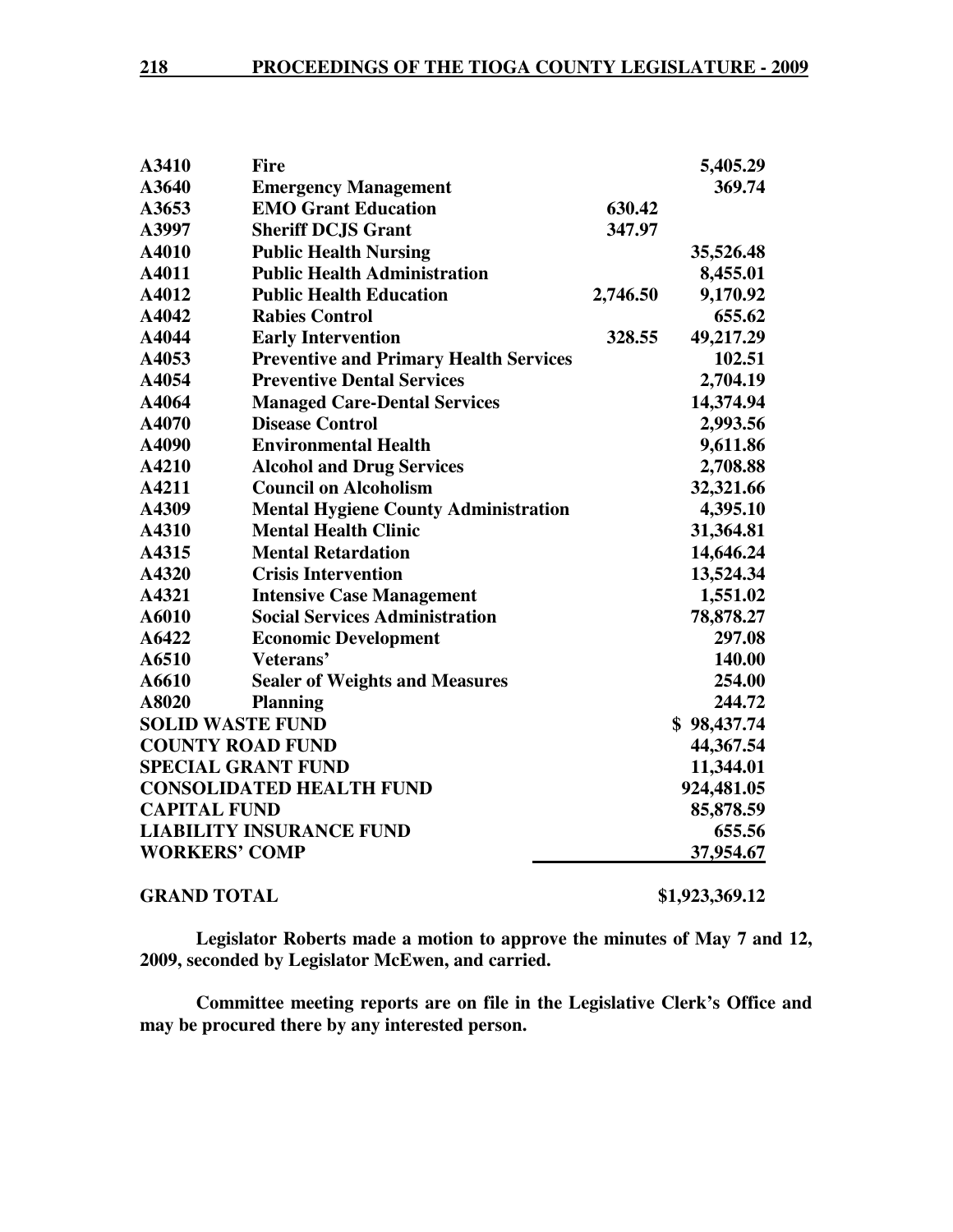| | | | |
|---|---|---|---|
| **A3410** | **Fire** | | **5,405.29** |
| **A3640** | **Emergency Management** | | **369.74** |
| **A3653** | **EMO Grant Education** | **630.42** | |
| **A3997** | **Sheriff DCJS Grant** | **347.97** | |
| **A4010** | **Public Health Nursing** | | **35,526.48** |
| **A4011** | **Public Health Administration** | | **8,455.01** |
| **A4012** | **Public Health Education** | **2,746.50** | **9,170.92** |
| **A4042** | **Rabies Control** | | **655.62** |
| **A4044** | **Early Intervention** | **328.55** | **49,217.29** |
| **A4053** | **Preventive and Primary Health Services** | | **102.51** |
| **A4054** | **Preventive Dental Services** | | **2,704.19** |
| **A4064** | **Managed Care-Dental Services** | | **14,374.94** |
| **A4070** | **Disease Control** | | **2,993.56** |
| **A4090** | **Environmental Health** | | **9,611.86** |
| **A4210** | **Alcohol and Drug Services** | | **2,708.88** |
| **A4211** | **Council on Alcoholism** | | **32,321.66** |
| **A4309** | **Mental Hygiene County Administration** | | **4,395.10** |
| **A4310** | **Mental Health Clinic** | | **31,364.81** |
| **A4315** | **Mental Retardation** | | **14,646.24** |
| **A4320** | **Crisis Intervention** | | **13,524.34** |
| **A4321** | **Intensive Case Management** | | **1,551.02** |
| **A6010** | **Social Services Administration** | | **78,878.27** |
| **A6422** | **Economic Development** | | **297.08** |
| **A6510** | **Veterans'** | | **140.00** |
| **A6610** | **Sealer of Weights and Measures** | | **254.00** |
| **A8020** | **Planning** | | **244.72** |
| **SOLID WASTE FUND** | | | **$ 98,437.74** |
| **COUNTY ROAD FUND** | | | **44,367.54** |
| **SPECIAL GRANT FUND** | | | **11,344.01** |
| **CONSOLIDATED HEALTH FUND** | | | **924,481.05** |
| **CAPITAL FUND** | | | **85,878.59** |
| **LIABILITY INSURANCE FUND** | | | **655.56** |
| **WORKERS' COMP** | | | **37,954.67** |
| **GRAND TOTAL** | | | **$1,923,369.12** |

**Legislator Roberts made a motion to approve the minutes of May 7 and 12, 2009, seconded by Legislator McEwen, and carried.**

**Committee meeting reports are on file in the Legislative Clerk's Office and may be procured there by any interested person.**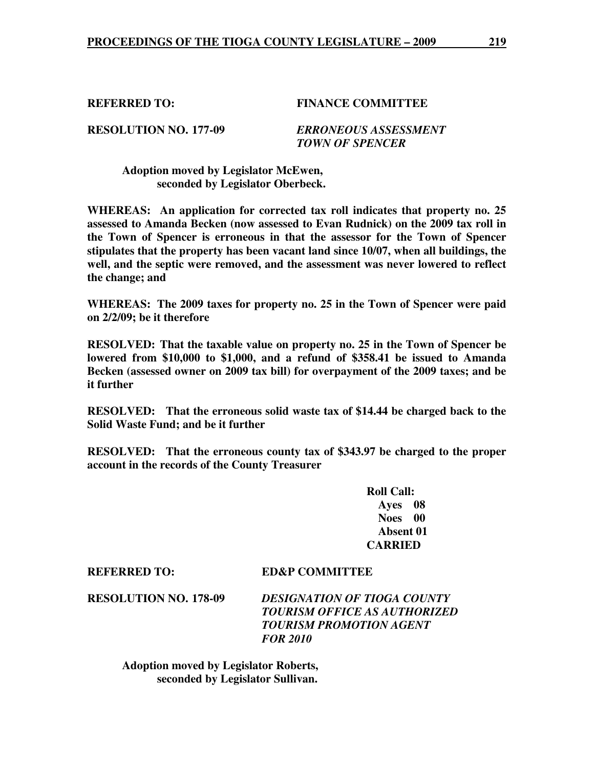**REFERRED TO:** **FINANCE COMMITTEE**

**RESOLUTION NO. 177-09** ***ERRONEOUS ASSESSMENT TOWN OF SPENCER***

**Adoption moved by Legislator McEwen, seconded by Legislator Oberbeck.**

**WHEREAS: An application for corrected tax roll indicates that property no. 25 assessed to Amanda Becken (now assessed to Evan Rudnick) on the 2009 tax roll in the Town of Spencer is erroneous in that the assessor for the Town of Spencer stipulates that the property has been vacant land since 10/07, when all buildings, the well, and the septic were removed, and the assessment was never lowered to reflect the change; and**

**WHEREAS: The 2009 taxes for property no. 25 in the Town of Spencer were paid on 2/2/09; be it therefore**

**RESOLVED: That the taxable value on property no. 25 in the Town of Spencer be lowered from $10,000 to $1,000, and a refund of $358.41 be issued to Amanda Becken (assessed owner on 2009 tax bill) for overpayment of the 2009 taxes; and be it further**

**RESOLVED: That the erroneous solid waste tax of $14.44 be charged back to the Solid Waste Fund; and be it further**

**RESOLVED: That the erroneous county tax of $343.97 be charged to the proper account in the records of the County Treasurer**

**Roll Call:**
**Ayes 08**
**Noes 00**
**Absent 01**
**CARRIED**

**REFERRED TO:** **ED&P COMMITTEE**

**RESOLUTION NO. 178-09** ***DESIGNATION OF TIOGA COUNTY TOURISM OFFICE AS AUTHORIZED TOURISM PROMOTION AGENT FOR 2010***

**Adoption moved by Legislator Roberts, seconded by Legislator Sullivan.**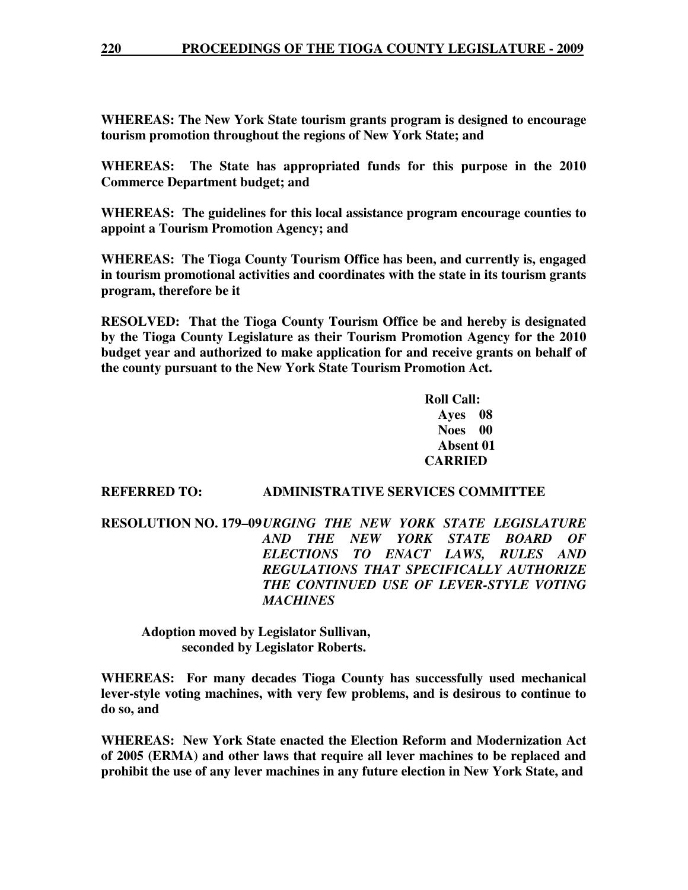**WHEREAS: The New York State tourism grants program is designed to encourage tourism promotion throughout the regions of New York State; and**

**WHEREAS: The State has appropriated funds for this purpose in the 2010 Commerce Department budget; and**

**WHEREAS: The guidelines for this local assistance program encourage counties to appoint a Tourism Promotion Agency; and**

**WHEREAS: The Tioga County Tourism Office has been, and currently is, engaged in tourism promotional activities and coordinates with the state in its tourism grants program, therefore be it**

**RESOLVED: That the Tioga County Tourism Office be and hereby is designated by the Tioga County Legislature as their Tourism Promotion Agency for the 2010 budget year and authorized to make application for and receive grants on behalf of the county pursuant to the New York State Tourism Promotion Act.**

**Roll Call:**
**Ayes 08**
**Noes 00**
**Absent 01**
**CARRIED**

**REFERRED TO: ADMINISTRATIVE SERVICES COMMITTEE**

**RESOLUTION NO. 179–09** ***URGING THE NEW YORK STATE LEGISLATURE AND THE NEW YORK STATE BOARD OF ELECTIONS TO ENACT LAWS, RULES AND REGULATIONS THAT SPECIFICALLY AUTHORIZE THE CONTINUED USE OF LEVER-STYLE VOTING MACHINES***

**Adoption moved by Legislator Sullivan, seconded by Legislator Roberts.**

**WHEREAS: For many decades Tioga County has successfully used mechanical lever-style voting machines, with very few problems, and is desirous to continue to do so, and**

**WHEREAS: New York State enacted the Election Reform and Modernization Act of 2005 (ERMA) and other laws that require all lever machines to be replaced and prohibit the use of any lever machines in any future election in New York State, and**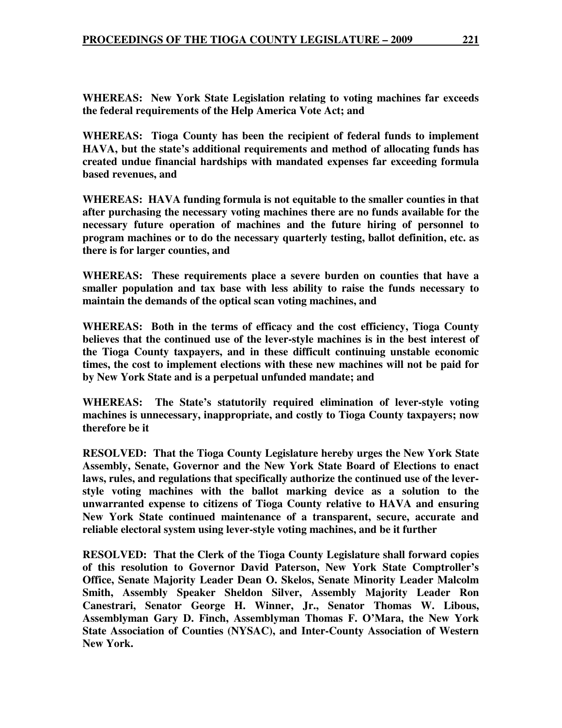**WHEREAS: New York State Legislation relating to voting machines far exceeds the federal requirements of the Help America Vote Act; and**

**WHEREAS: Tioga County has been the recipient of federal funds to implement HAVA, but the state's additional requirements and method of allocating funds has created undue financial hardships with mandated expenses far exceeding formula based revenues, and**

**WHEREAS: HAVA funding formula is not equitable to the smaller counties in that after purchasing the necessary voting machines there are no funds available for the necessary future operation of machines and the future hiring of personnel to program machines or to do the necessary quarterly testing, ballot definition, etc. as there is for larger counties, and**

**WHEREAS: These requirements place a severe burden on counties that have a smaller population and tax base with less ability to raise the funds necessary to maintain the demands of the optical scan voting machines, and**

**WHEREAS: Both in the terms of efficacy and the cost efficiency, Tioga County believes that the continued use of the lever-style machines is in the best interest of the Tioga County taxpayers, and in these difficult continuing unstable economic times, the cost to implement elections with these new machines will not be paid for by New York State and is a perpetual unfunded mandate; and**

**WHEREAS: The State's statutorily required elimination of lever-style voting machines is unnecessary, inappropriate, and costly to Tioga County taxpayers; now therefore be it**

**RESOLVED: That the Tioga County Legislature hereby urges the New York State Assembly, Senate, Governor and the New York State Board of Elections to enact laws, rules, and regulations that specifically authorize the continued use of the lever-style voting machines with the ballot marking device as a solution to the unwarranted expense to citizens of Tioga County relative to HAVA and ensuring New York State continued maintenance of a transparent, secure, accurate and reliable electoral system using lever-style voting machines, and be it further**

**RESOLVED: That the Clerk of the Tioga County Legislature shall forward copies of this resolution to Governor David Paterson, New York State Comptroller's Office, Senate Majority Leader Dean O. Skelos, Senate Minority Leader Malcolm Smith, Assembly Speaker Sheldon Silver, Assembly Majority Leader Ron Canestrari, Senator George H. Winner, Jr., Senator Thomas W. Libous, Assemblyman Gary D. Finch, Assemblyman Thomas F. O'Mara, the New York State Association of Counties (NYSAC), and Inter-County Association of Western New York.**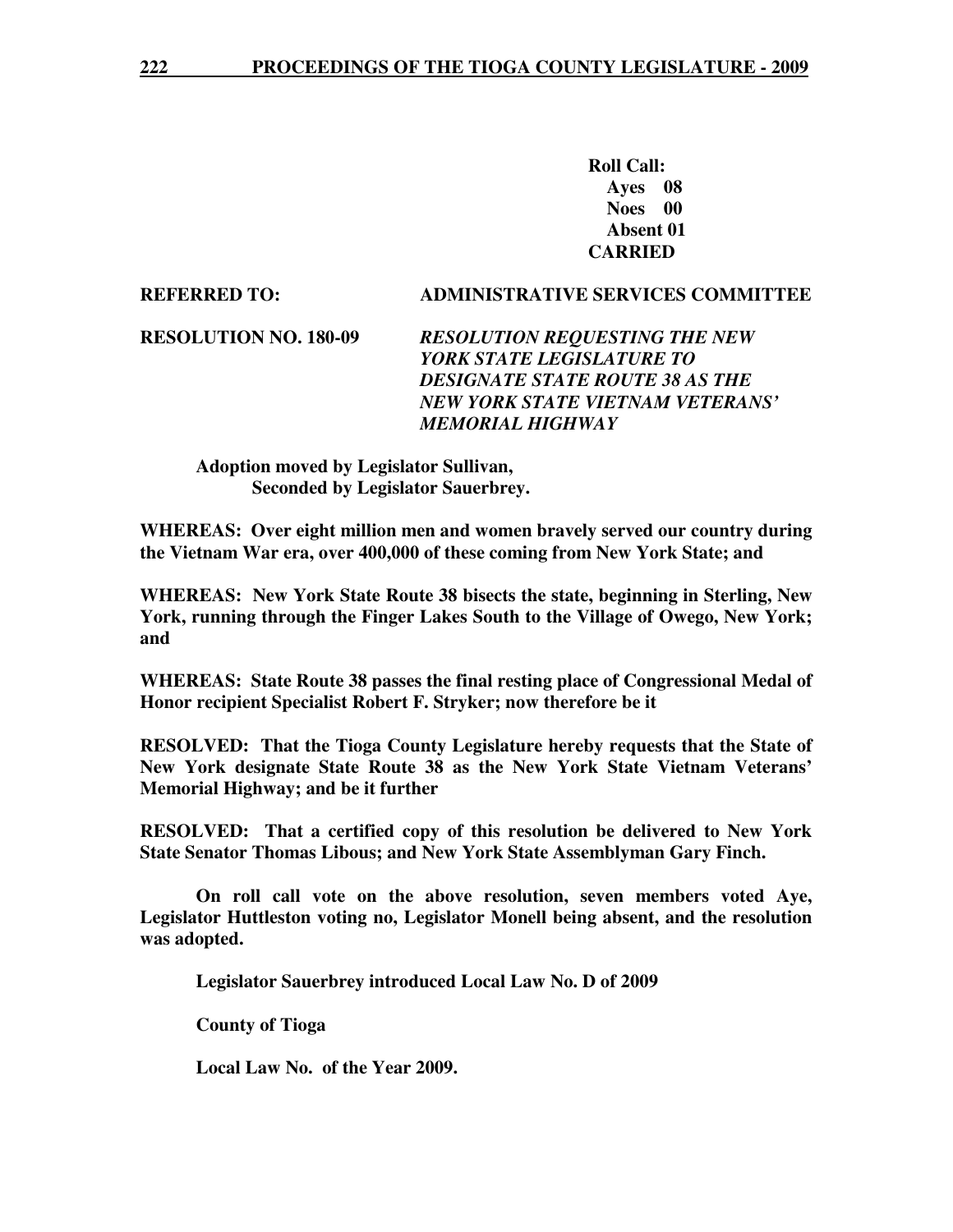**Roll Call:**
**Ayes 08**
**Noes 00**
**Absent 01**
**CARRIED**

**REFERRED TO:** **ADMINISTRATIVE SERVICES COMMITTEE**

**RESOLUTION NO. 180-09** ***RESOLUTION REQUESTING THE NEW YORK STATE LEGISLATURE TO DESIGNATE STATE ROUTE 38 AS THE NEW YORK STATE VIETNAM VETERANS' MEMORIAL HIGHWAY***

**Adoption moved by Legislator Sullivan,**
**Seconded by Legislator Sauerbrey.**

**WHEREAS: Over eight million men and women bravely served our country during the Vietnam War era, over 400,000 of these coming from New York State; and**

**WHEREAS: New York State Route 38 bisects the state, beginning in Sterling, New York, running through the Finger Lakes South to the Village of Owego, New York; and**

**WHEREAS: State Route 38 passes the final resting place of Congressional Medal of Honor recipient Specialist Robert F. Stryker; now therefore be it**

**RESOLVED: That the Tioga County Legislature hereby requests that the State of New York designate State Route 38 as the New York State Vietnam Veterans' Memorial Highway; and be it further**

**RESOLVED: That a certified copy of this resolution be delivered to New York State Senator Thomas Libous; and New York State Assemblyman Gary Finch.**

**On roll call vote on the above resolution, seven members voted Aye, Legislator Huttleston voting no, Legislator Monell being absent, and the resolution was adopted.**

**Legislator Sauerbrey introduced Local Law No. D of 2009**

**County of Tioga**

**Local Law No. of the Year 2009.**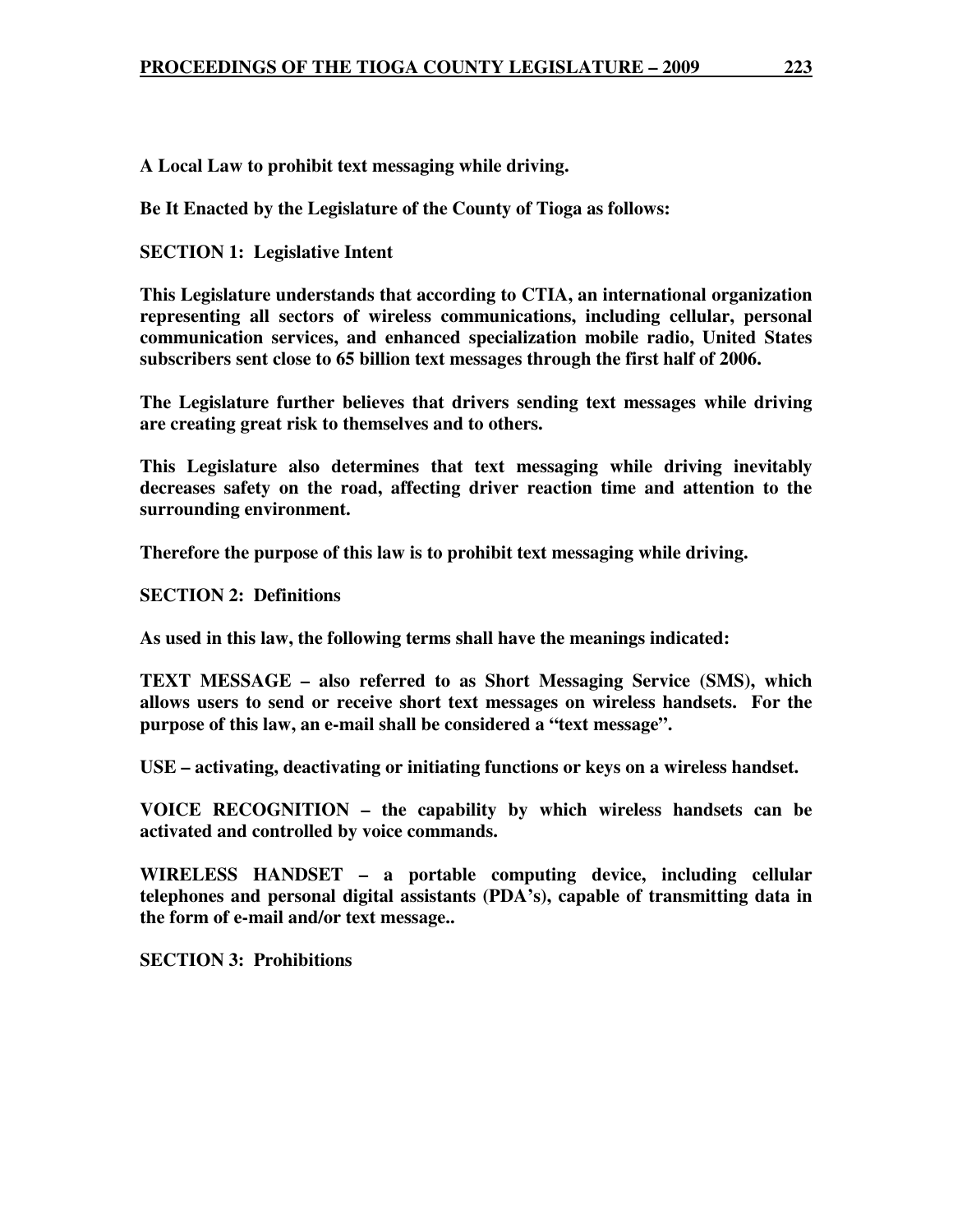**A Local Law to prohibit text messaging while driving.**

**Be It Enacted by the Legislature of the County of Tioga as follows:**

**SECTION 1: Legislative Intent**

**This Legislature understands that according to CTIA, an international organization representing all sectors of wireless communications, including cellular, personal communication services, and enhanced specialization mobile radio, United States subscribers sent close to 65 billion text messages through the first half of 2006.**

**The Legislature further believes that drivers sending text messages while driving are creating great risk to themselves and to others.**

**This Legislature also determines that text messaging while driving inevitably decreases safety on the road, affecting driver reaction time and attention to the surrounding environment.**

**Therefore the purpose of this law is to prohibit text messaging while driving.**

**SECTION 2: Definitions**

**As used in this law, the following terms shall have the meanings indicated:**

**TEXT MESSAGE – also referred to as Short Messaging Service (SMS), which allows users to send or receive short text messages on wireless handsets. For the purpose of this law, an e-mail shall be considered a "text message".**

**USE – activating, deactivating or initiating functions or keys on a wireless handset.**

**VOICE RECOGNITION – the capability by which wireless handsets can be activated and controlled by voice commands.**

**WIRELESS HANDSET – a portable computing device, including cellular telephones and personal digital assistants (PDA's), capable of transmitting data in the form of e-mail and/or text message..**

**SECTION 3: Prohibitions**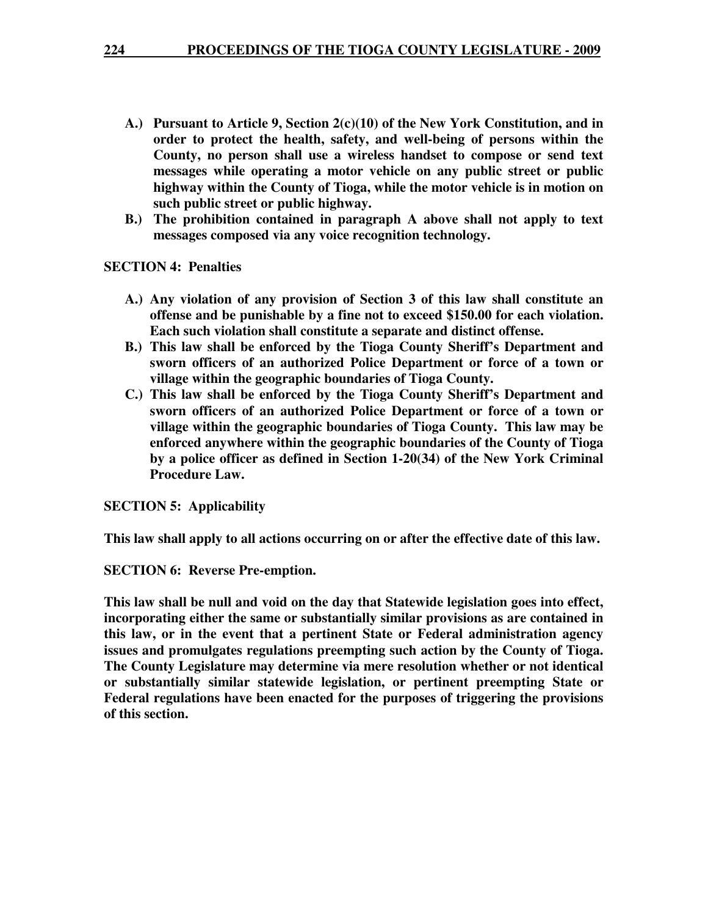**A.) Pursuant to Article 9, Section 2(c)(10) of the New York Constitution, and in order to protect the health, safety, and well-being of persons within the County, no person shall use a wireless handset to compose or send text messages while operating a motor vehicle on any public street or public highway within the County of Tioga, while the motor vehicle is in motion on such public street or public highway.**

**B.) The prohibition contained in paragraph A above shall not apply to text messages composed via any voice recognition technology.**

**SECTION 4: Penalties**

**A.) Any violation of any provision of Section 3 of this law shall constitute an offense and be punishable by a fine not to exceed $150.00 for each violation. Each such violation shall constitute a separate and distinct offense.**

**B.) This law shall be enforced by the Tioga County Sheriff's Department and sworn officers of an authorized Police Department or force of a town or village within the geographic boundaries of Tioga County.**

**C.) This law shall be enforced by the Tioga County Sheriff's Department and sworn officers of an authorized Police Department or force of a town or village within the geographic boundaries of Tioga County. This law may be enforced anywhere within the geographic boundaries of the County of Tioga by a police officer as defined in Section 1-20(34) of the New York Criminal Procedure Law.**

**SECTION 5: Applicability**

**This law shall apply to all actions occurring on or after the effective date of this law.**

**SECTION 6: Reverse Pre-emption.**

**This law shall be null and void on the day that Statewide legislation goes into effect, incorporating either the same or substantially similar provisions as are contained in this law, or in the event that a pertinent State or Federal administration agency issues and promulgates regulations preempting such action by the County of Tioga. The County Legislature may determine via mere resolution whether or not identical or substantially similar statewide legislation, or pertinent preempting State or Federal regulations have been enacted for the purposes of triggering the provisions of this section.**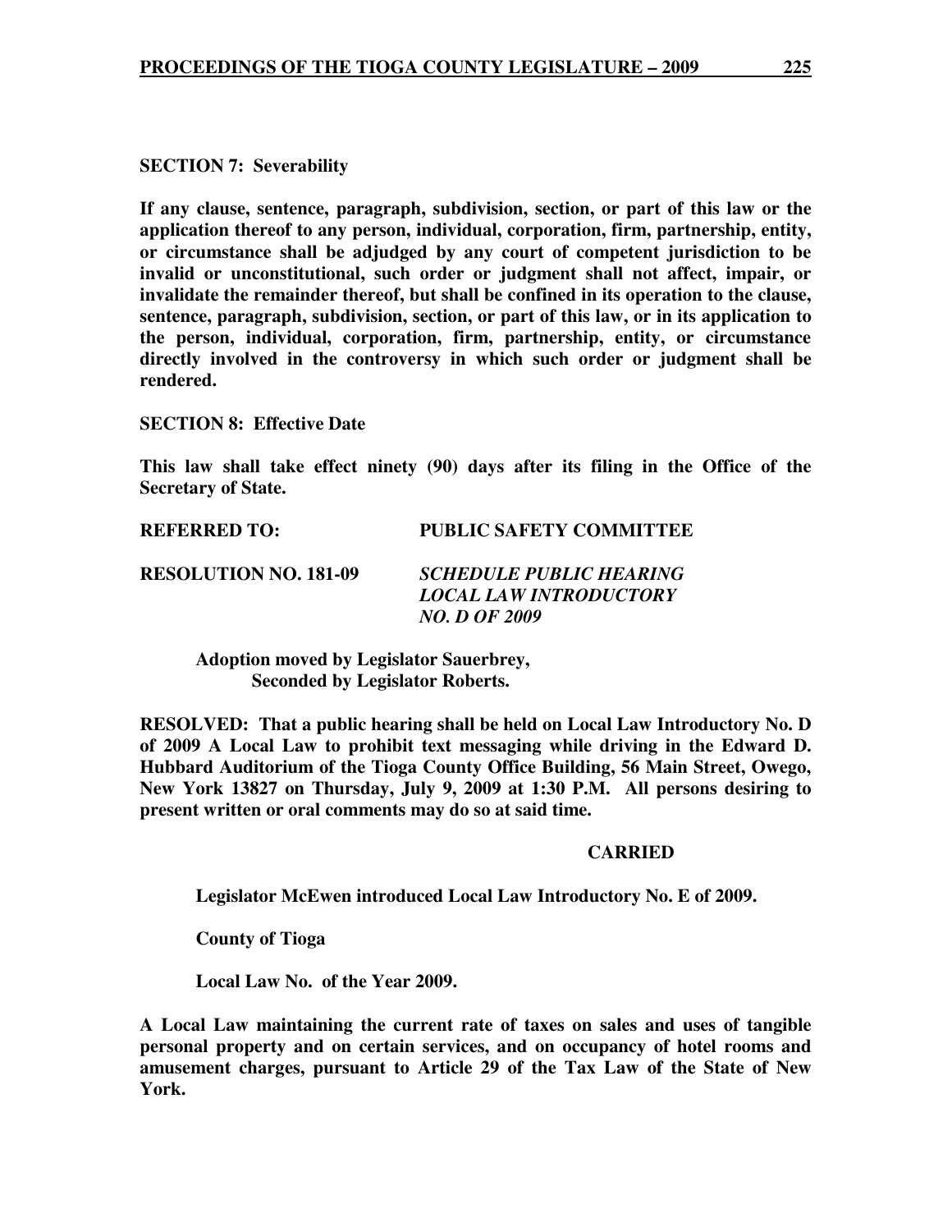**SECTION 7: Severability**

**If any clause, sentence, paragraph, subdivision, section, or part of this law or the application thereof to any person, individual, corporation, firm, partnership, entity, or circumstance shall be adjudged by any court of competent jurisdiction to be invalid or unconstitutional, such order or judgment shall not affect, impair, or invalidate the remainder thereof, but shall be confined in its operation to the clause, sentence, paragraph, subdivision, section, or part of this law, or in its application to the person, individual, corporation, firm, partnership, entity, or circumstance directly involved in the controversy in which such order or judgment shall be rendered.**

**SECTION 8: Effective Date**

**This law shall take effect ninety (90) days after its filing in the Office of the Secretary of State.**

**REFERRED TO:** **PUBLIC SAFETY COMMITTEE**

**RESOLUTION NO. 181-09** ***SCHEDULE PUBLIC HEARING LOCAL LAW INTRODUCTORY NO. D OF 2009***

**Adoption moved by Legislator Sauerbrey, Seconded by Legislator Roberts.**

**RESOLVED: That a public hearing shall be held on Local Law Introductory No. D of 2009 A Local Law to prohibit text messaging while driving in the Edward D. Hubbard Auditorium of the Tioga County Office Building, 56 Main Street, Owego, New York 13827 on Thursday, July 9, 2009 at 1:30 P.M. All persons desiring to present written or oral comments may do so at said time.**

**CARRIED**

**Legislator McEwen introduced Local Law Introductory No. E of 2009.**

**County of Tioga**

**Local Law No. of the Year 2009.**

**A Local Law maintaining the current rate of taxes on sales and uses of tangible personal property and on certain services, and on occupancy of hotel rooms and amusement charges, pursuant to Article 29 of the Tax Law of the State of New York.**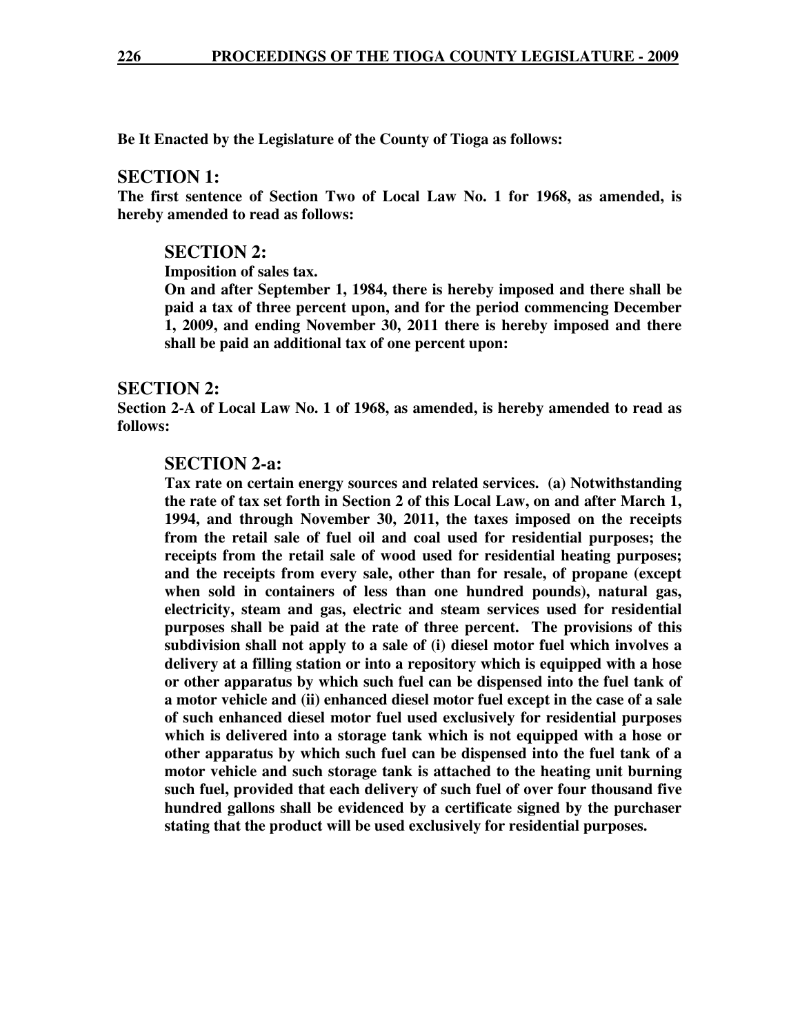**Be It Enacted by the Legislature of the County of Tioga as follows:**

## SECTION 1:

**The first sentence of Section Two of Local Law No. 1 for 1968, as amended, is hereby amended to read as follows:**

> ### SECTION 2:
>
> **Imposition of sales tax.**
>
> **On and after September 1, 1984, there is hereby imposed and there shall be paid a tax of three percent upon, and for the period commencing December 1, 2009, and ending November 30, 2011 there is hereby imposed and there shall be paid an additional tax of one percent upon:**

## SECTION 2:

**Section 2-A of Local Law No. 1 of 1968, as amended, is hereby amended to read as follows:**

> ### SECTION 2-a:
>
> **Tax rate on certain energy sources and related services. (a) Notwithstanding the rate of tax set forth in Section 2 of this Local Law, on and after March 1, 1994, and through November 30, 2011, the taxes imposed on the receipts from the retail sale of fuel oil and coal used for residential purposes; the receipts from the retail sale of wood used for residential heating purposes; and the receipts from every sale, other than for resale, of propane (except when sold in containers of less than one hundred pounds), natural gas, electricity, steam and gas, electric and steam services used for residential purposes shall be paid at the rate of three percent. The provisions of this subdivision shall not apply to a sale of (i) diesel motor fuel which involves a delivery at a filling station or into a repository which is equipped with a hose or other apparatus by which such fuel can be dispensed into the fuel tank of a motor vehicle and (ii) enhanced diesel motor fuel except in the case of a sale of such enhanced diesel motor fuel used exclusively for residential purposes which is delivered into a storage tank which is not equipped with a hose or other apparatus by which such fuel can be dispensed into the fuel tank of a motor vehicle and such storage tank is attached to the heating unit burning such fuel, provided that each delivery of such fuel of over four thousand five hundred gallons shall be evidenced by a certificate signed by the purchaser stating that the product will be used exclusively for residential purposes.**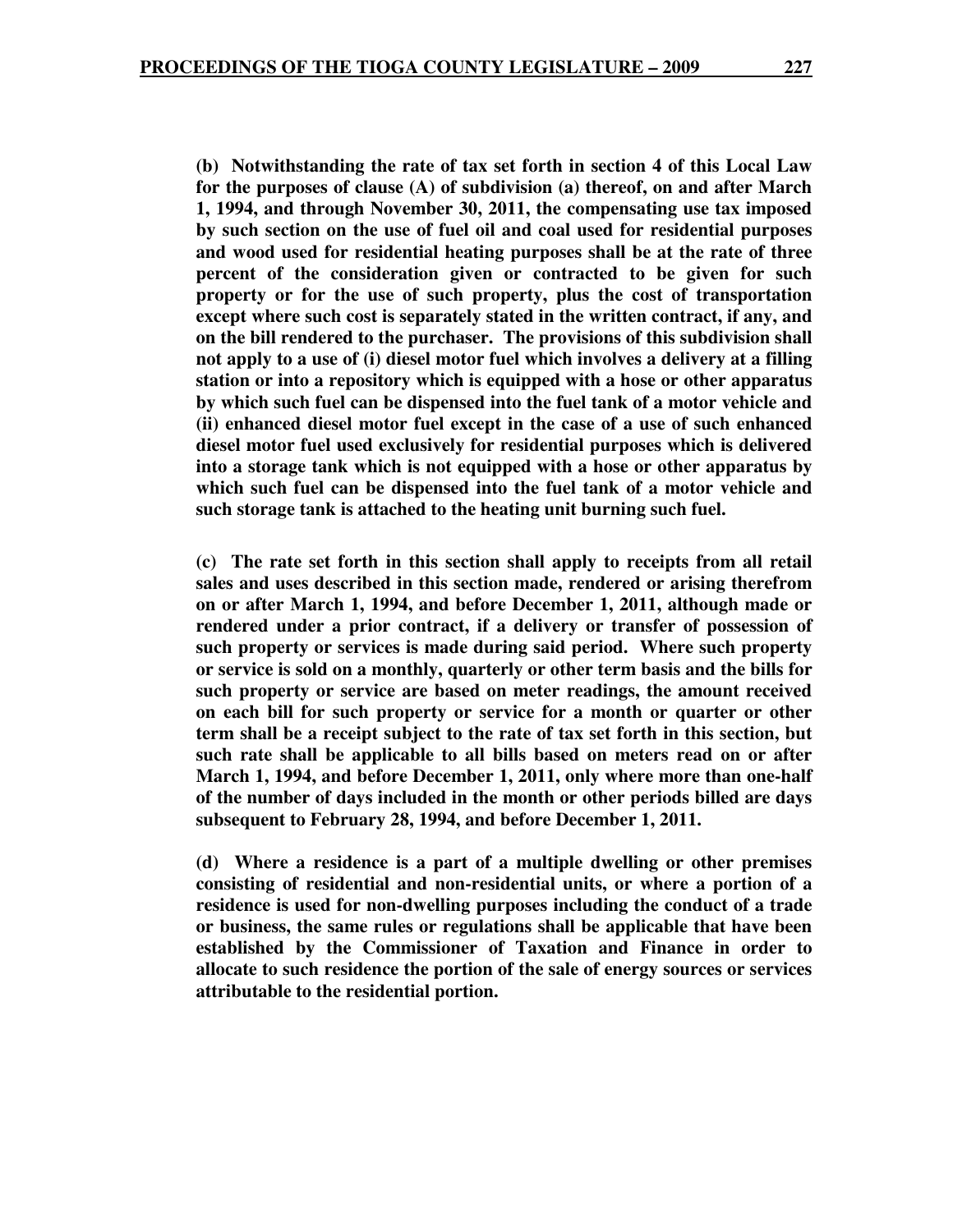**(b) Notwithstanding the rate of tax set forth in section 4 of this Local Law for the purposes of clause (A) of subdivision (a) thereof, on and after March 1, 1994, and through November 30, 2011, the compensating use tax imposed by such section on the use of fuel oil and coal used for residential purposes and wood used for residential heating purposes shall be at the rate of three percent of the consideration given or contracted to be given for such property or for the use of such property, plus the cost of transportation except where such cost is separately stated in the written contract, if any, and on the bill rendered to the purchaser. The provisions of this subdivision shall not apply to a use of (i) diesel motor fuel which involves a delivery at a filling station or into a repository which is equipped with a hose or other apparatus by which such fuel can be dispensed into the fuel tank of a motor vehicle and (ii) enhanced diesel motor fuel except in the case of a use of such enhanced diesel motor fuel used exclusively for residential purposes which is delivered into a storage tank which is not equipped with a hose or other apparatus by which such fuel can be dispensed into the fuel tank of a motor vehicle and such storage tank is attached to the heating unit burning such fuel.**

**(c) The rate set forth in this section shall apply to receipts from all retail sales and uses described in this section made, rendered or arising therefrom on or after March 1, 1994, and before December 1, 2011, although made or rendered under a prior contract, if a delivery or transfer of possession of such property or services is made during said period. Where such property or service is sold on a monthly, quarterly or other term basis and the bills for such property or service are based on meter readings, the amount received on each bill for such property or service for a month or quarter or other term shall be a receipt subject to the rate of tax set forth in this section, but such rate shall be applicable to all bills based on meters read on or after March 1, 1994, and before December 1, 2011, only where more than one-half of the number of days included in the month or other periods billed are days subsequent to February 28, 1994, and before December 1, 2011.**

**(d) Where a residence is a part of a multiple dwelling or other premises consisting of residential and non-residential units, or where a portion of a residence is used for non-dwelling purposes including the conduct of a trade or business, the same rules or regulations shall be applicable that have been established by the Commissioner of Taxation and Finance in order to allocate to such residence the portion of the sale of energy sources or services attributable to the residential portion.**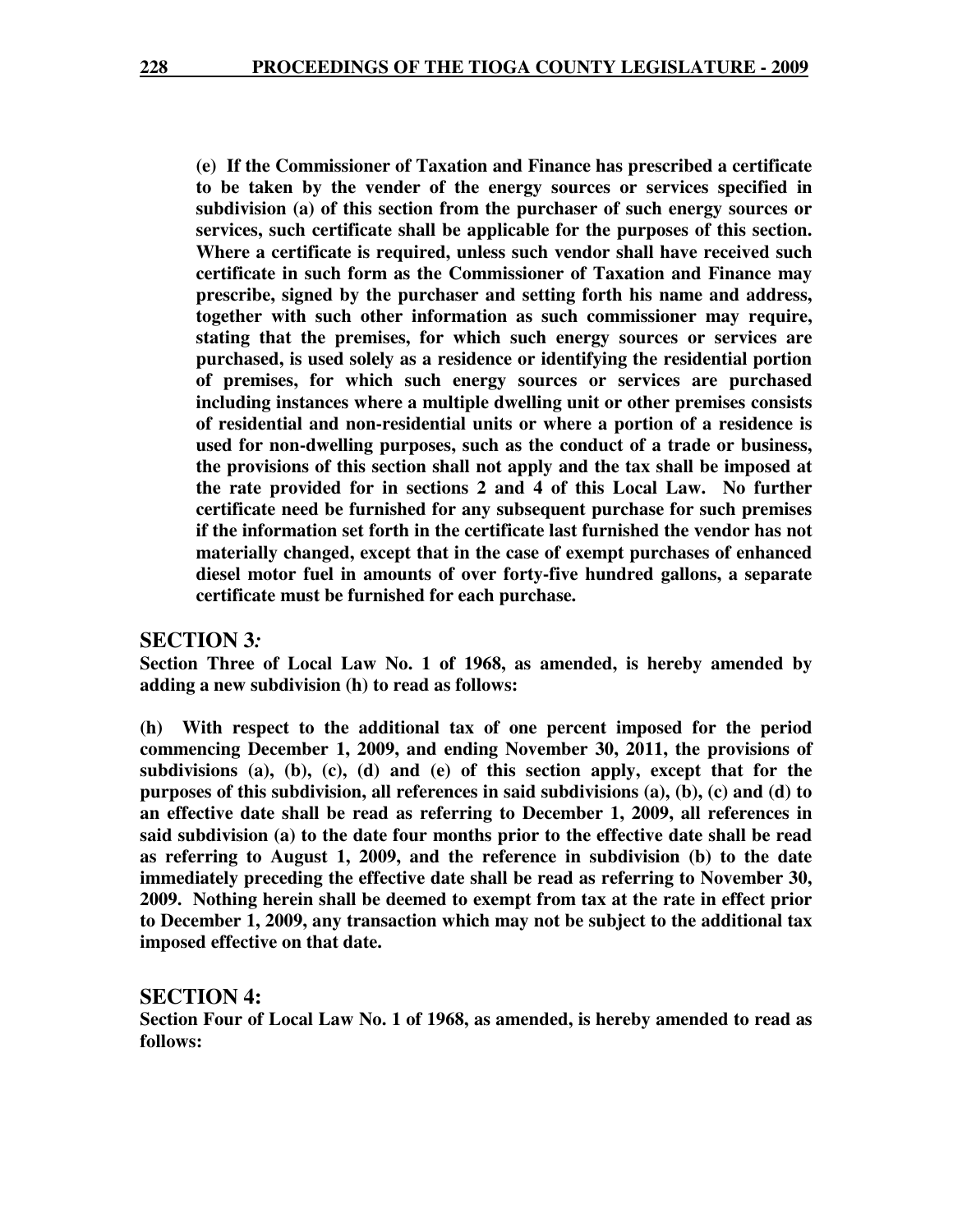**(e) If the Commissioner of Taxation and Finance has prescribed a certificate to be taken by the vender of the energy sources or services specified in subdivision (a) of this section from the purchaser of such energy sources or services, such certificate shall be applicable for the purposes of this section. Where a certificate is required, unless such vendor shall have received such certificate in such form as the Commissioner of Taxation and Finance may prescribe, signed by the purchaser and setting forth his name and address, together with such other information as such commissioner may require, stating that the premises, for which such energy sources or services are purchased, is used solely as a residence or identifying the residential portion of premises, for which such energy sources or services are purchased including instances where a multiple dwelling unit or other premises consists of residential and non-residential units or where a portion of a residence is used for non-dwelling purposes, such as the conduct of a trade or business, the provisions of this section shall not apply and the tax shall be imposed at the rate provided for in sections 2 and 4 of this Local Law. No further certificate need be furnished for any subsequent purchase for such premises if the information set forth in the certificate last furnished the vendor has not materially changed, except that in the case of exempt purchases of enhanced diesel motor fuel in amounts of over forty-five hundred gallons, a separate certificate must be furnished for each purchase.**

## SECTION 3*:*

**Section Three of Local Law No. 1 of 1968, as amended, is hereby amended by adding a new subdivision (h) to read as follows:**

**(h) With respect to the additional tax of one percent imposed for the period commencing December 1, 2009, and ending November 30, 2011, the provisions of subdivisions (a), (b), (c), (d) and (e) of this section apply, except that for the purposes of this subdivision, all references in said subdivisions (a), (b), (c) and (d) to an effective date shall be read as referring to December 1, 2009, all references in said subdivision (a) to the date four months prior to the effective date shall be read as referring to August 1, 2009, and the reference in subdivision (b) to the date immediately preceding the effective date shall be read as referring to November 30, 2009. Nothing herein shall be deemed to exempt from tax at the rate in effect prior to December 1, 2009, any transaction which may not be subject to the additional tax imposed effective on that date.**

## SECTION 4:

**Section Four of Local Law No. 1 of 1968, as amended, is hereby amended to read as follows:**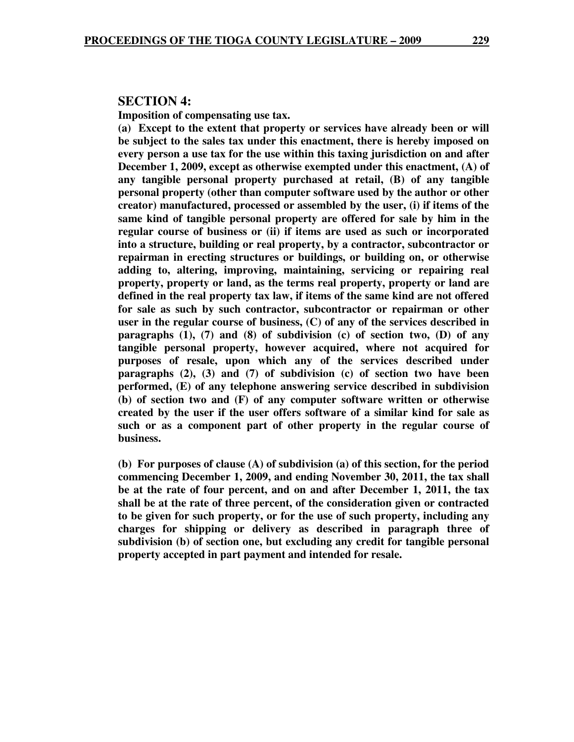## SECTION 4:

**Imposition of compensating use tax.**

**(a) Except to the extent that property or services have already been or will be subject to the sales tax under this enactment, there is hereby imposed on every person a use tax for the use within this taxing jurisdiction on and after December 1, 2009, except as otherwise exempted under this enactment, (A) of any tangible personal property purchased at retail, (B) of any tangible personal property (other than computer software used by the author or other creator) manufactured, processed or assembled by the user, (i) if items of the same kind of tangible personal property are offered for sale by him in the regular course of business or (ii) if items are used as such or incorporated into a structure, building or real property, by a contractor, subcontractor or repairman in erecting structures or buildings, or building on, or otherwise adding to, altering, improving, maintaining, servicing or repairing real property, property or land, as the terms real property, property or land are defined in the real property tax law, if items of the same kind are not offered for sale as such by such contractor, subcontractor or repairman or other user in the regular course of business, (C) of any of the services described in paragraphs (1), (7) and (8) of subdivision (c) of section two, (D) of any tangible personal property, however acquired, where not acquired for purposes of resale, upon which any of the services described under paragraphs (2), (3) and (7) of subdivision (c) of section two have been performed, (E) of any telephone answering service described in subdivision (b) of section two and (F) of any computer software written or otherwise created by the user if the user offers software of a similar kind for sale as such or as a component part of other property in the regular course of business.**

**(b) For purposes of clause (A) of subdivision (a) of this section, for the period commencing December 1, 2009, and ending November 30, 2011, the tax shall be at the rate of four percent, and on and after December 1, 2011, the tax shall be at the rate of three percent, of the consideration given or contracted to be given for such property, or for the use of such property, including any charges for shipping or delivery as described in paragraph three of subdivision (b) of section one, but excluding any credit for tangible personal property accepted in part payment and intended for resale.**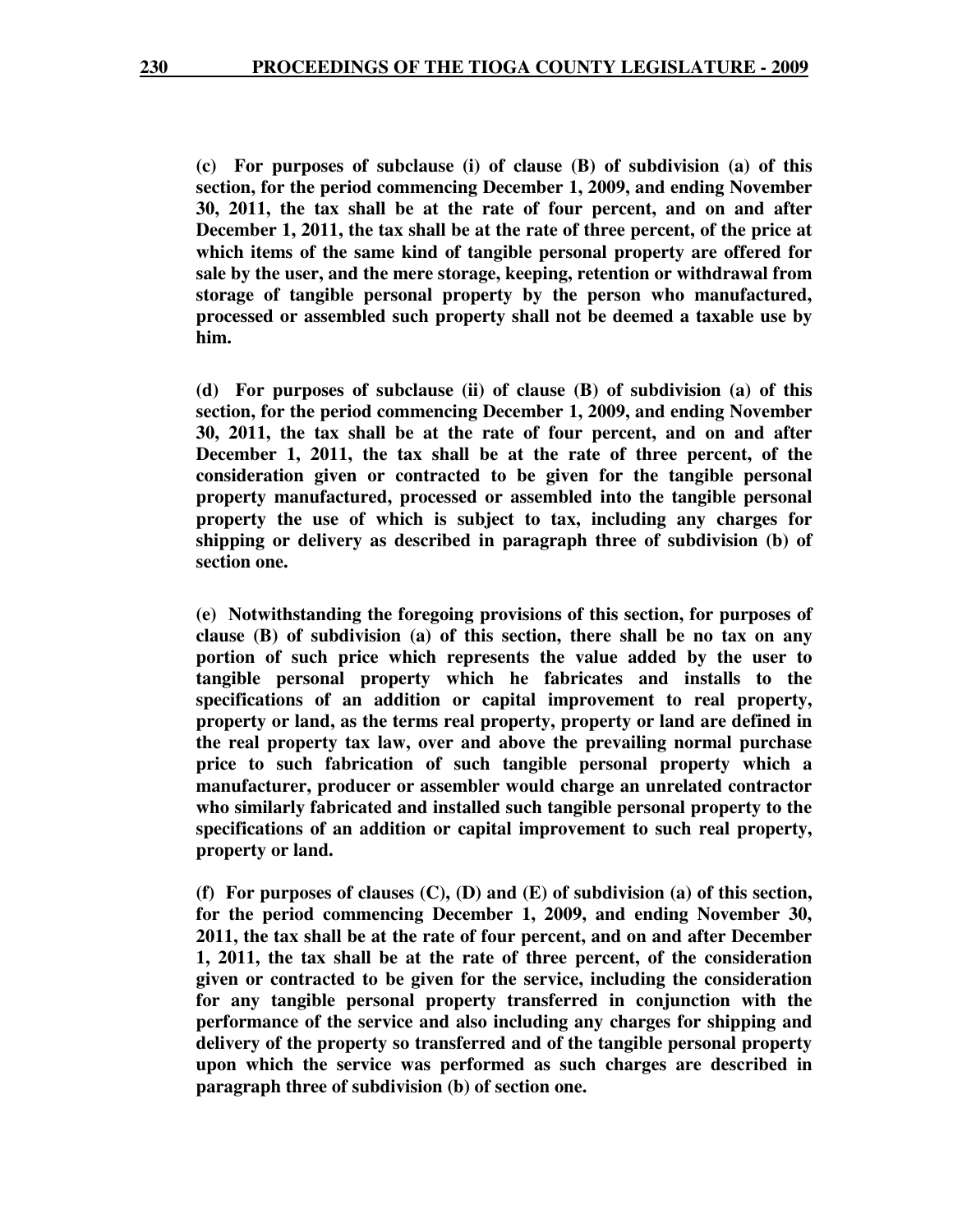**(c) For purposes of subclause (i) of clause (B) of subdivision (a) of this section, for the period commencing December 1, 2009, and ending November 30, 2011, the tax shall be at the rate of four percent, and on and after December 1, 2011, the tax shall be at the rate of three percent, of the price at which items of the same kind of tangible personal property are offered for sale by the user, and the mere storage, keeping, retention or withdrawal from storage of tangible personal property by the person who manufactured, processed or assembled such property shall not be deemed a taxable use by him.**

**(d) For purposes of subclause (ii) of clause (B) of subdivision (a) of this section, for the period commencing December 1, 2009, and ending November 30, 2011, the tax shall be at the rate of four percent, and on and after December 1, 2011, the tax shall be at the rate of three percent, of the consideration given or contracted to be given for the tangible personal property manufactured, processed or assembled into the tangible personal property the use of which is subject to tax, including any charges for shipping or delivery as described in paragraph three of subdivision (b) of section one.**

**(e) Notwithstanding the foregoing provisions of this section, for purposes of clause (B) of subdivision (a) of this section, there shall be no tax on any portion of such price which represents the value added by the user to tangible personal property which he fabricates and installs to the specifications of an addition or capital improvement to real property, property or land, as the terms real property, property or land are defined in the real property tax law, over and above the prevailing normal purchase price to such fabrication of such tangible personal property which a manufacturer, producer or assembler would charge an unrelated contractor who similarly fabricated and installed such tangible personal property to the specifications of an addition or capital improvement to such real property, property or land.**

**(f) For purposes of clauses (C), (D) and (E) of subdivision (a) of this section, for the period commencing December 1, 2009, and ending November 30, 2011, the tax shall be at the rate of four percent, and on and after December 1, 2011, the tax shall be at the rate of three percent, of the consideration given or contracted to be given for the service, including the consideration for any tangible personal property transferred in conjunction with the performance of the service and also including any charges for shipping and delivery of the property so transferred and of the tangible personal property upon which the service was performed as such charges are described in paragraph three of subdivision (b) of section one.**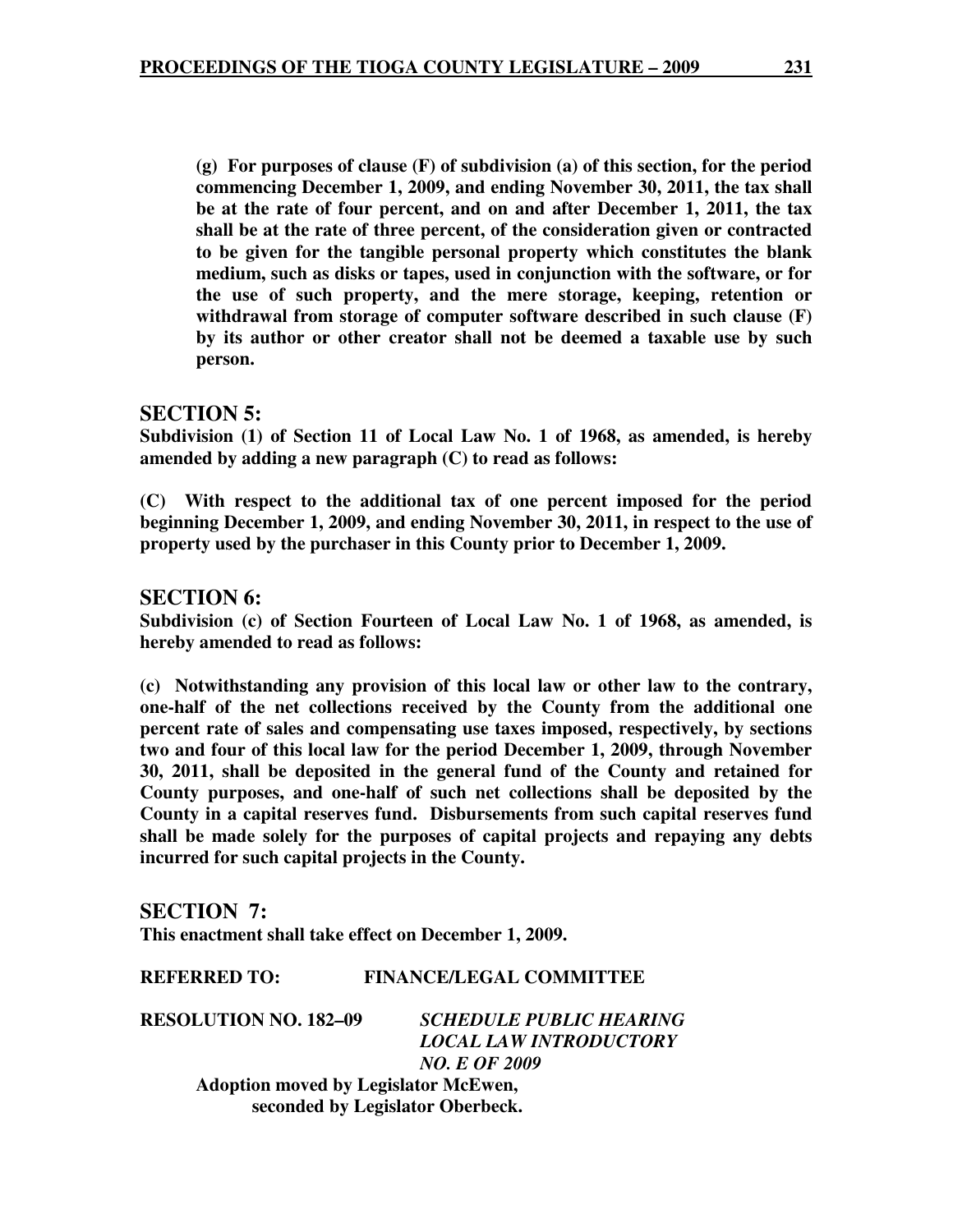**(g) For purposes of clause (F) of subdivision (a) of this section, for the period commencing December 1, 2009, and ending November 30, 2011, the tax shall be at the rate of four percent, and on and after December 1, 2011, the tax shall be at the rate of three percent, of the consideration given or contracted to be given for the tangible personal property which constitutes the blank medium, such as disks or tapes, used in conjunction with the software, or for the use of such property, and the mere storage, keeping, retention or withdrawal from storage of computer software described in such clause (F) by its author or other creator shall not be deemed a taxable use by such person.**

## SECTION 5:

**Subdivision (1) of Section 11 of Local Law No. 1 of 1968, as amended, is hereby amended by adding a new paragraph (C) to read as follows:**

**(C) With respect to the additional tax of one percent imposed for the period beginning December 1, 2009, and ending November 30, 2011, in respect to the use of property used by the purchaser in this County prior to December 1, 2009.**

## SECTION 6:

**Subdivision (c) of Section Fourteen of Local Law No. 1 of 1968, as amended, is hereby amended to read as follows:**

**(c) Notwithstanding any provision of this local law or other law to the contrary, one-half of the net collections received by the County from the additional one percent rate of sales and compensating use taxes imposed, respectively, by sections two and four of this local law for the period December 1, 2009, through November 30, 2011, shall be deposited in the general fund of the County and retained for County purposes, and one-half of such net collections shall be deposited by the County in a capital reserves fund. Disbursements from such capital reserves fund shall be made solely for the purposes of capital projects and repaying any debts incurred for such capital projects in the County.**

## SECTION 7:

**This enactment shall take effect on December 1, 2009.**

**REFERRED TO: FINANCE/LEGAL COMMITTEE**

**RESOLUTION NO. 182–09** ***SCHEDULE PUBLIC HEARING LOCAL LAW INTRODUCTORY NO. E OF 2009***

**Adoption moved by Legislator McEwen, seconded by Legislator Oberbeck.**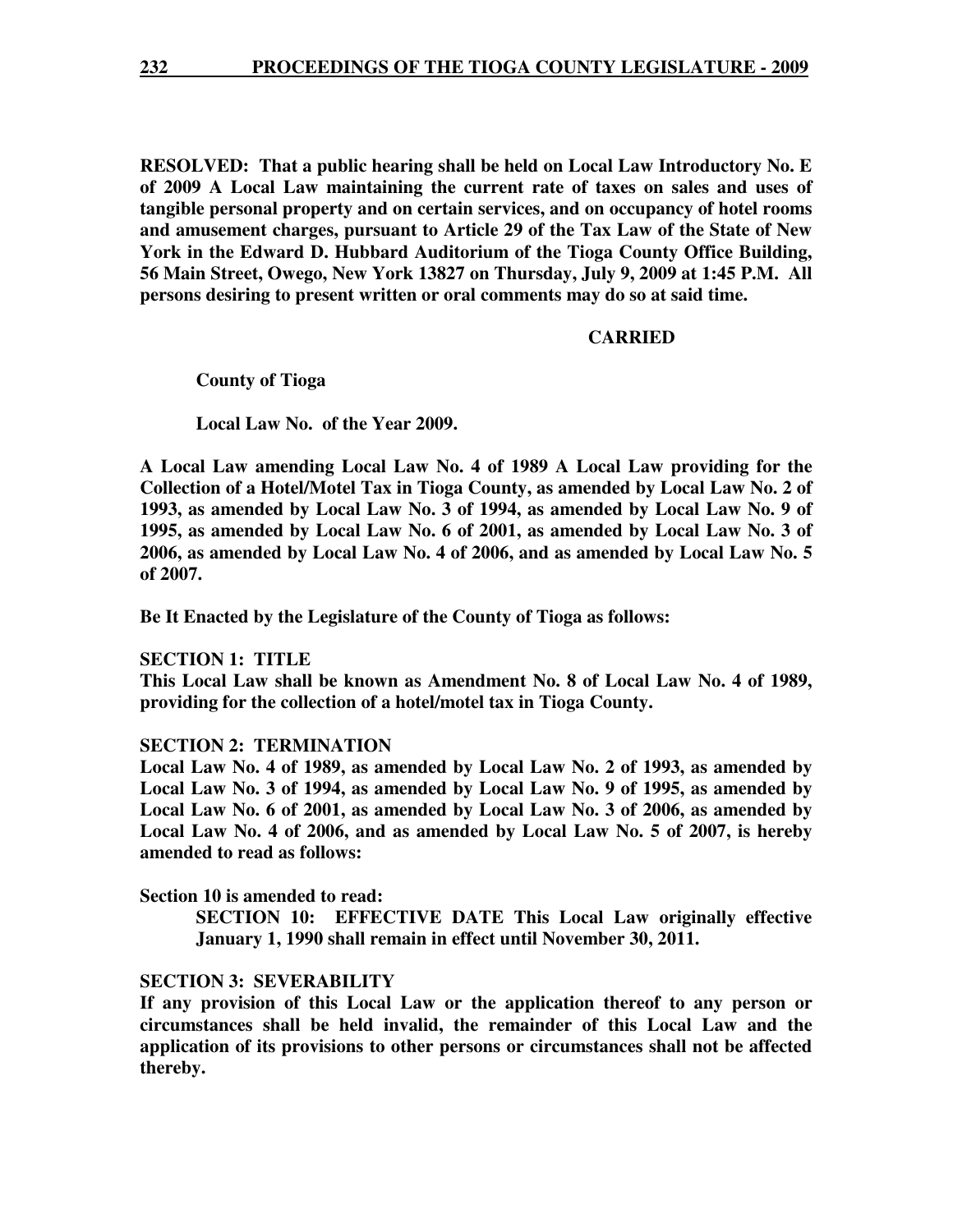**RESOLVED: That a public hearing shall be held on Local Law Introductory No. E of 2009 A Local Law maintaining the current rate of taxes on sales and uses of tangible personal property and on certain services, and on occupancy of hotel rooms and amusement charges, pursuant to Article 29 of the Tax Law of the State of New York in the Edward D. Hubbard Auditorium of the Tioga County Office Building, 56 Main Street, Owego, New York 13827 on Thursday, July 9, 2009 at 1:45 P.M. All persons desiring to present written or oral comments may do so at said time.**

**CARRIED**

**County of Tioga**

**Local Law No. of the Year 2009.**

**A Local Law amending Local Law No. 4 of 1989 A Local Law providing for the Collection of a Hotel/Motel Tax in Tioga County, as amended by Local Law No. 2 of 1993, as amended by Local Law No. 3 of 1994, as amended by Local Law No. 9 of 1995, as amended by Local Law No. 6 of 2001, as amended by Local Law No. 3 of 2006, as amended by Local Law No. 4 of 2006, and as amended by Local Law No. 5 of 2007.**

**Be It Enacted by the Legislature of the County of Tioga as follows:**

**SECTION 1: TITLE**
**This Local Law shall be known as Amendment No. 8 of Local Law No. 4 of 1989, providing for the collection of a hotel/motel tax in Tioga County.**

**SECTION 2: TERMINATION**
**Local Law No. 4 of 1989, as amended by Local Law No. 2 of 1993, as amended by Local Law No. 3 of 1994, as amended by Local Law No. 9 of 1995, as amended by Local Law No. 6 of 2001, as amended by Local Law No. 3 of 2006, as amended by Local Law No. 4 of 2006, and as amended by Local Law No. 5 of 2007, is hereby amended to read as follows:**

**Section 10 is amended to read:**

> **SECTION 10: EFFECTIVE DATE This Local Law originally effective January 1, 1990 shall remain in effect until November 30, 2011.**

**SECTION 3: SEVERABILITY**
**If any provision of this Local Law or the application thereof to any person or circumstances shall be held invalid, the remainder of this Local Law and the application of its provisions to other persons or circumstances shall not be affected thereby.**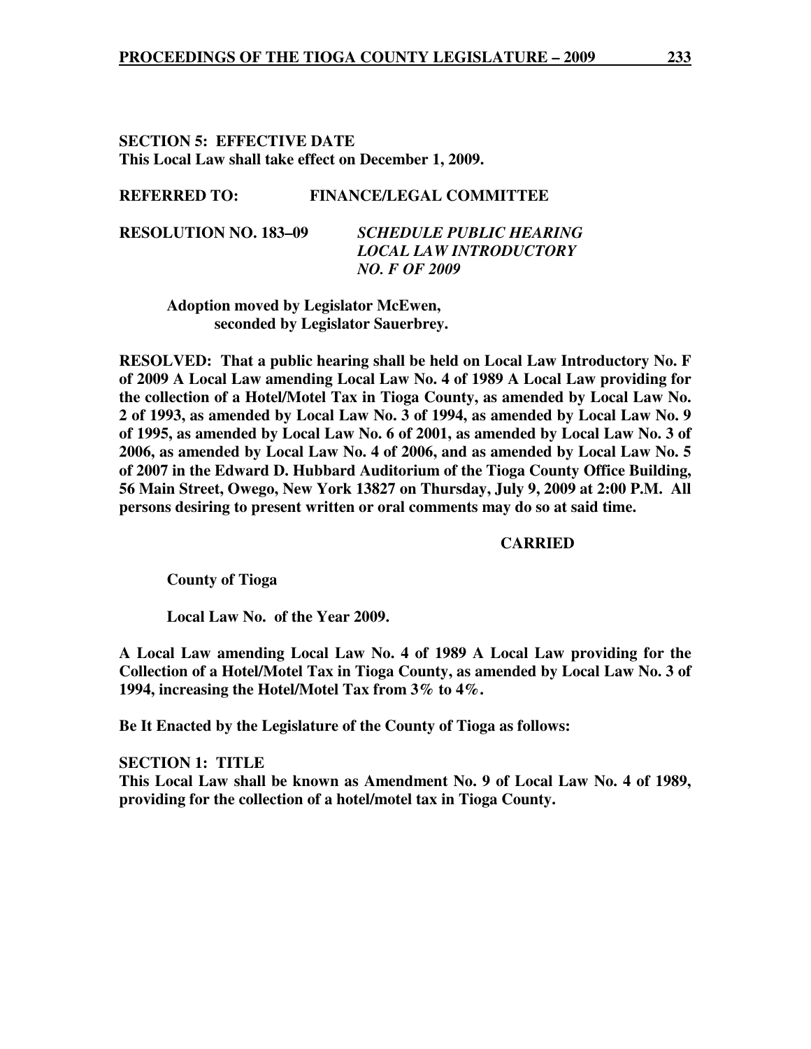**SECTION 5: EFFECTIVE DATE**
**This Local Law shall take effect on December 1, 2009.**

**REFERRED TO: FINANCE/LEGAL COMMITTEE**

**RESOLUTION NO. 183–09** ***SCHEDULE PUBLIC HEARING LOCAL LAW INTRODUCTORY NO. F OF 2009***

**Adoption moved by Legislator McEwen, seconded by Legislator Sauerbrey.**

**RESOLVED: That a public hearing shall be held on Local Law Introductory No. F of 2009 A Local Law amending Local Law No. 4 of 1989 A Local Law providing for the collection of a Hotel/Motel Tax in Tioga County, as amended by Local Law No. 2 of 1993, as amended by Local Law No. 3 of 1994, as amended by Local Law No. 9 of 1995, as amended by Local Law No. 6 of 2001, as amended by Local Law No. 3 of 2006, as amended by Local Law No. 4 of 2006, and as amended by Local Law No. 5 of 2007 in the Edward D. Hubbard Auditorium of the Tioga County Office Building, 56 Main Street, Owego, New York 13827 on Thursday, July 9, 2009 at 2:00 P.M. All persons desiring to present written or oral comments may do so at said time.**

**CARRIED**

**County of Tioga**

**Local Law No. of the Year 2009.**

**A Local Law amending Local Law No. 4 of 1989 A Local Law providing for the Collection of a Hotel/Motel Tax in Tioga County, as amended by Local Law No. 3 of 1994, increasing the Hotel/Motel Tax from 3% to 4%.**

**Be It Enacted by the Legislature of the County of Tioga as follows:**

**SECTION 1: TITLE**
**This Local Law shall be known as Amendment No. 9 of Local Law No. 4 of 1989, providing for the collection of a hotel/motel tax in Tioga County.**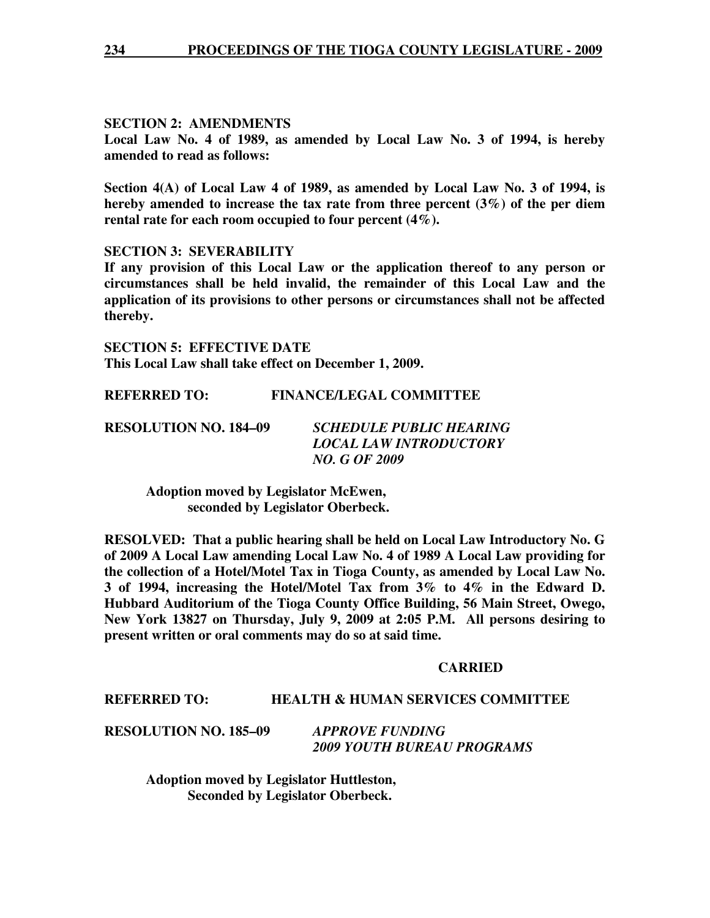**SECTION 2: AMENDMENTS**
**Local Law No. 4 of 1989, as amended by Local Law No. 3 of 1994, is hereby amended to read as follows:**

**Section 4(A) of Local Law 4 of 1989, as amended by Local Law No. 3 of 1994, is hereby amended to increase the tax rate from three percent (3%) of the per diem rental rate for each room occupied to four percent (4%).**

**SECTION 3: SEVERABILITY**
**If any provision of this Local Law or the application thereof to any person or circumstances shall be held invalid, the remainder of this Local Law and the application of its provisions to other persons or circumstances shall not be affected thereby.**

**SECTION 5: EFFECTIVE DATE**
**This Local Law shall take effect on December 1, 2009.**

**REFERRED TO: FINANCE/LEGAL COMMITTEE**

**RESOLUTION NO. 184–09** ***SCHEDULE PUBLIC HEARING LOCAL LAW INTRODUCTORY NO. G OF 2009***

**Adoption moved by Legislator McEwen, seconded by Legislator Oberbeck.**

**RESOLVED: That a public hearing shall be held on Local Law Introductory No. G of 2009 A Local Law amending Local Law No. 4 of 1989 A Local Law providing for the collection of a Hotel/Motel Tax in Tioga County, as amended by Local Law No. 3 of 1994, increasing the Hotel/Motel Tax from 3% to 4% in the Edward D. Hubbard Auditorium of the Tioga County Office Building, 56 Main Street, Owego, New York 13827 on Thursday, July 9, 2009 at 2:05 P.M. All persons desiring to present written or oral comments may do so at said time.**

**CARRIED**

**REFERRED TO: HEALTH & HUMAN SERVICES COMMITTEE**

**RESOLUTION NO. 185–09** ***APPROVE FUNDING 2009 YOUTH BUREAU PROGRAMS***

**Adoption moved by Legislator Huttleston, Seconded by Legislator Oberbeck.**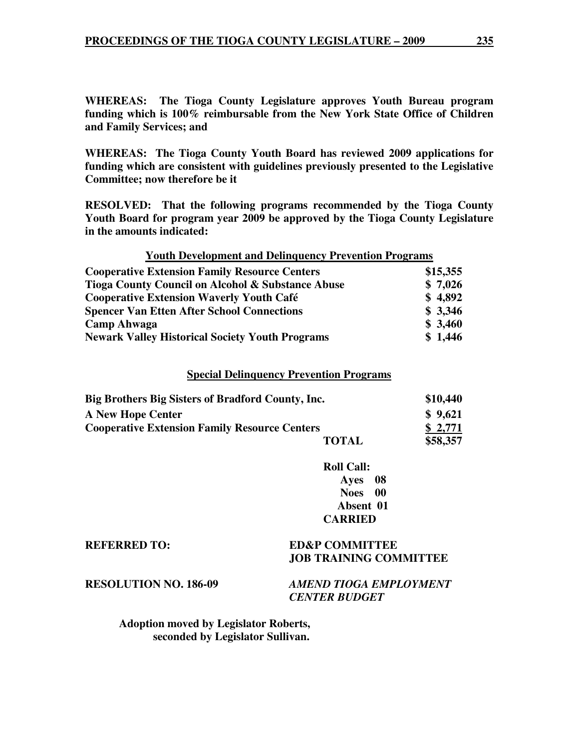**WHEREAS: The Tioga County Legislature approves Youth Bureau program funding which is 100% reimbursable from the New York State Office of Children and Family Services; and**

**WHEREAS: The Tioga County Youth Board has reviewed 2009 applications for funding which are consistent with guidelines previously presented to the Legislative Committee; now therefore be it**

**RESOLVED: That the following programs recommended by the Tioga County Youth Board for program year 2009 be approved by the Tioga County Legislature in the amounts indicated:**

**Youth Development and Delinquency Prevention Programs**

| | |
|---|---|
| **Cooperative Extension Family Resource Centers** | **$15,355** |
| **Tioga County Council on Alcohol & Substance Abuse** | **$ 7,026** |
| **Cooperative Extension Waverly Youth Café** | **$ 4,892** |
| **Spencer Van Etten After School Connections** | **$ 3,346** |
| **Camp Ahwaga** | **$ 3,460** |
| **Newark Valley Historical Society Youth Programs** | **$ 1,446** |

**Special Delinquency Prevention Programs**

| | |
|---|---|
| **Big Brothers Big Sisters of Bradford County, Inc.** | **$10,440** |
| **A New Hope Center** | **$ 9,621** |
| **Cooperative Extension Family Resource Centers** | **$ 2,771** |
| **TOTAL** | **$58,357** |

**Roll Call:**
**Ayes 08**
**Noes 00**
**Absent 01**
**CARRIED**

**REFERRED TO:** **ED&P COMMITTEE**
**JOB TRAINING COMMITTEE**

**RESOLUTION NO. 186-09** ***AMEND TIOGA EMPLOYMENT CENTER BUDGET***

**Adoption moved by Legislator Roberts, seconded by Legislator Sullivan.**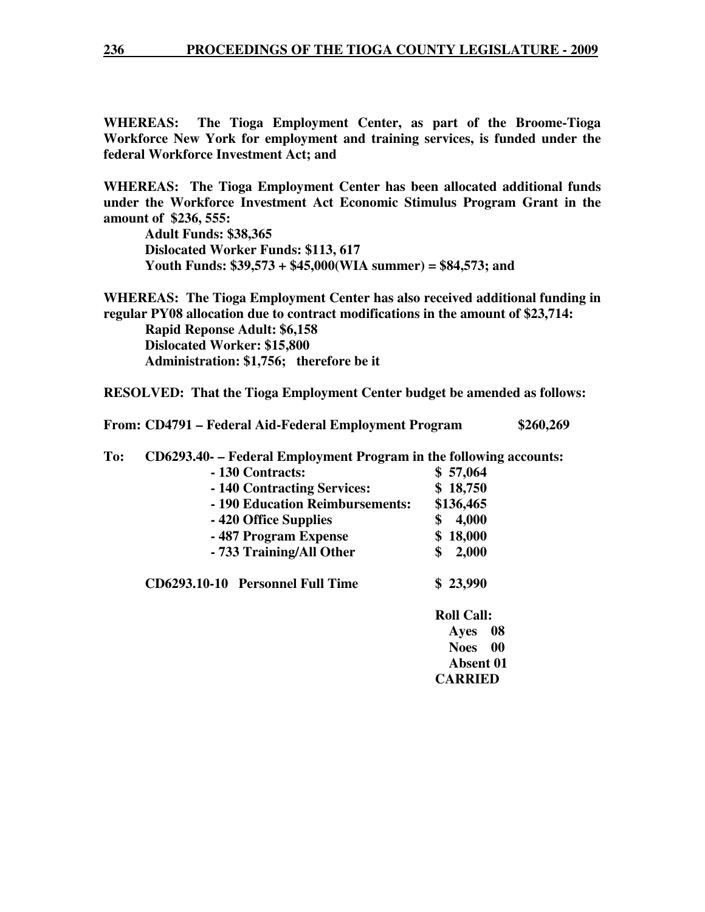**WHEREAS: The Tioga Employment Center, as part of the Broome-Tioga Workforce New York for employment and training services, is funded under the federal Workforce Investment Act; and**

**WHEREAS: The Tioga Employment Center has been allocated additional funds under the Workforce Investment Act Economic Stimulus Program Grant in the amount of $236, 555:**

**Adult Funds: $38,365**
**Dislocated Worker Funds: $113, 617**
**Youth Funds: $39,573 + $45,000(WIA summer) = $84,573; and**

**WHEREAS: The Tioga Employment Center has also received additional funding in regular PY08 allocation due to contract modifications in the amount of $23,714:**

**Rapid Reponse Adult: $6,158**
**Dislocated Worker: $15,800**
**Administration: $1,756; therefore be it**

**RESOLVED: That the Tioga Employment Center budget be amended as follows:**

**From: CD4791 – Federal Aid-Federal Employment Program $260,269**

**To: CD6293.40- – Federal Employment Program in the following accounts:**

| | |
|---|---|
| **- 130 Contracts:** | **$ 57,064** |
| **- 140 Contracting Services:** | **$ 18,750** |
| **- 190 Education Reimbursements:** | **$136,465** |
| **- 420 Office Supplies** | **$ 4,000** |
| **- 487 Program Expense** | **$ 18,000** |
| **- 733 Training/All Other** | **$ 2,000** |

**CD6293.10-10 Personnel Full Time $ 23,990**

**Roll Call:**
**Ayes 08**
**Noes 00**
**Absent 01**
**CARRIED**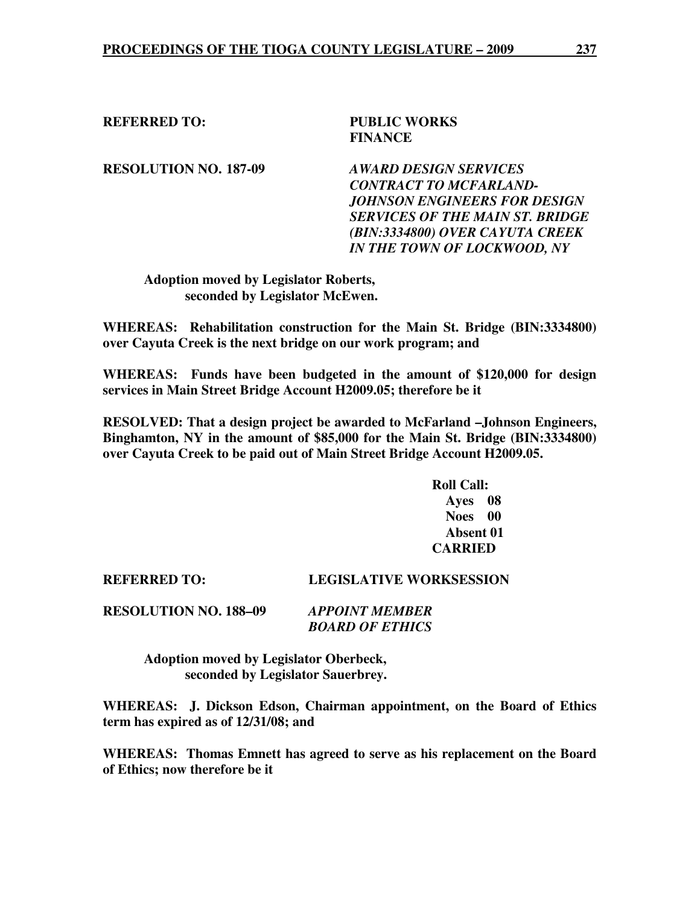**REFERRED TO:** **PUBLIC WORKS**
**FINANCE**

**RESOLUTION NO. 187-09** ***AWARD DESIGN SERVICES CONTRACT TO MCFARLAND-JOHNSON ENGINEERS FOR DESIGN SERVICES OF THE MAIN ST. BRIDGE (BIN:3334800) OVER CAYUTA CREEK IN THE TOWN OF LOCKWOOD, NY***

**Adoption moved by Legislator Roberts,**
**seconded by Legislator McEwen.**

**WHEREAS: Rehabilitation construction for the Main St. Bridge (BIN:3334800) over Cayuta Creek is the next bridge on our work program; and**

**WHEREAS: Funds have been budgeted in the amount of $120,000 for design services in Main Street Bridge Account H2009.05; therefore be it**

**RESOLVED: That a design project be awarded to McFarland –Johnson Engineers, Binghamton, NY in the amount of $85,000 for the Main St. Bridge (BIN:3334800) over Cayuta Creek to be paid out of Main Street Bridge Account H2009.05.**

**Roll Call:**
**Ayes 08**
**Noes 00**
**Absent 01**
**CARRIED**

**REFERRED TO:** **LEGISLATIVE WORKSESSION**

**RESOLUTION NO. 188–09** ***APPOINT MEMBER BOARD OF ETHICS***

**Adoption moved by Legislator Oberbeck,**
**seconded by Legislator Sauerbrey.**

**WHEREAS: J. Dickson Edson, Chairman appointment, on the Board of Ethics term has expired as of 12/31/08; and**

**WHEREAS: Thomas Emnett has agreed to serve as his replacement on the Board of Ethics; now therefore be it**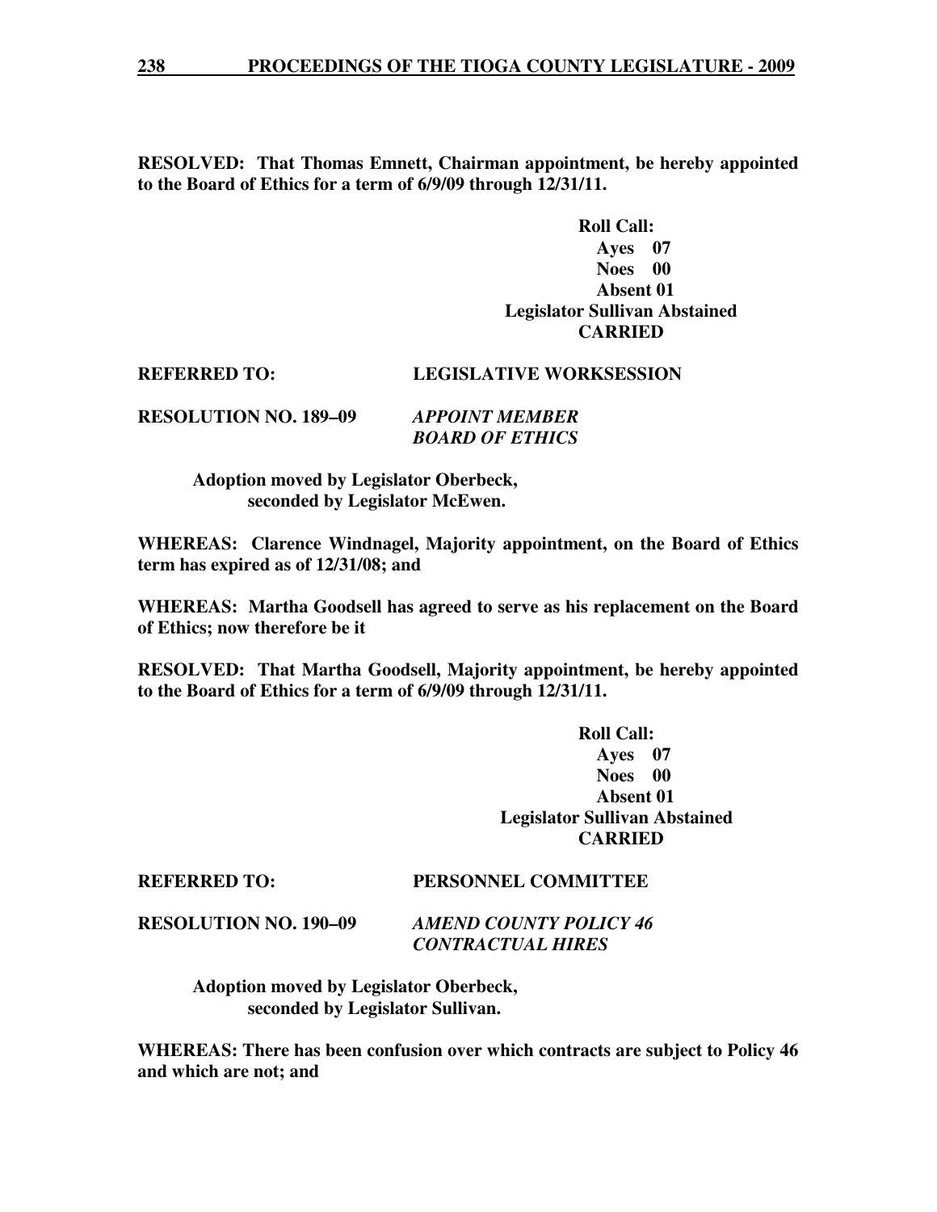**RESOLVED: That Thomas Emnett, Chairman appointment, be hereby appointed to the Board of Ethics for a term of 6/9/09 through 12/31/11.**

**Roll Call:**
**Ayes 07**
**Noes 00**
**Absent 01**
**Legislator Sullivan Abstained**
**CARRIED**

**REFERRED TO: LEGISLATIVE WORKSESSION**

**RESOLUTION NO. 189–09** ***APPOINT MEMBER BOARD OF ETHICS***

**Adoption moved by Legislator Oberbeck, seconded by Legislator McEwen.**

**WHEREAS: Clarence Windnagel, Majority appointment, on the Board of Ethics term has expired as of 12/31/08; and**

**WHEREAS: Martha Goodsell has agreed to serve as his replacement on the Board of Ethics; now therefore be it**

**RESOLVED: That Martha Goodsell, Majority appointment, be hereby appointed to the Board of Ethics for a term of 6/9/09 through 12/31/11.**

**Roll Call:**
**Ayes 07**
**Noes 00**
**Absent 01**
**Legislator Sullivan Abstained**
**CARRIED**

**REFERRED TO: PERSONNEL COMMITTEE**

**RESOLUTION NO. 190–09** ***AMEND COUNTY POLICY 46 CONTRACTUAL HIRES***

**Adoption moved by Legislator Oberbeck, seconded by Legislator Sullivan.**

**WHEREAS: There has been confusion over which contracts are subject to Policy 46 and which are not; and**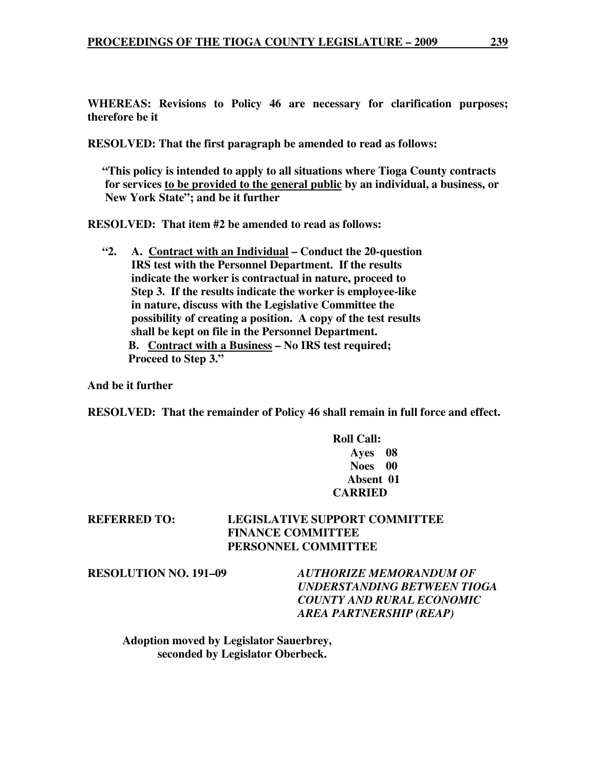**WHEREAS: Revisions to Policy 46 are necessary for clarification purposes; therefore be it**

**RESOLVED: That the first paragraph be amended to read as follows:**

> **"This policy is intended to apply to all situations where Tioga County contracts for services <u>to be provided to the general public</u> by an individual, a business, or New York State"; and be it further**

**RESOLVED: That item #2 be amended to read as follows:**

> **"2. A. <u>Contract with an Individual</u> – Conduct the 20-question IRS test with the Personnel Department. If the results indicate the worker is contractual in nature, proceed to Step 3. If the results indicate the worker is employee-like in nature, discuss with the Legislative Committee the possibility of creating a position. A copy of the test results shall be kept on file in the Personnel Department.**
> **B. <u>Contract with a Business</u> – No IRS test required; Proceed to Step 3."**

**And be it further**

**RESOLVED: That the remainder of Policy 46 shall remain in full force and effect.**

**Roll Call:**
**Ayes 08**
**Noes 00**
**Absent 01**
**CARRIED**

**REFERRED TO: LEGISLATIVE SUPPORT COMMITTEE**
**FINANCE COMMITTEE**
**PERSONNEL COMMITTEE**

**RESOLUTION NO. 191–09** ***AUTHORIZE MEMORANDUM OF UNDERSTANDING BETWEEN TIOGA COUNTY AND RURAL ECONOMIC AREA PARTNERSHIP (REAP)***

**Adoption moved by Legislator Sauerbrey, seconded by Legislator Oberbeck.**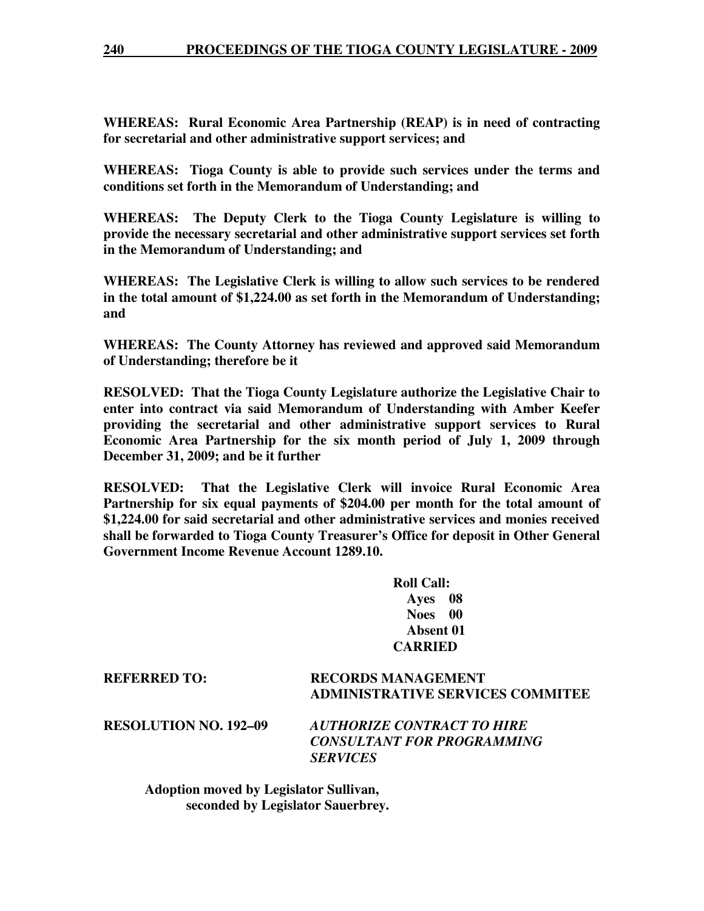**WHEREAS: Rural Economic Area Partnership (REAP) is in need of contracting for secretarial and other administrative support services; and**

**WHEREAS: Tioga County is able to provide such services under the terms and conditions set forth in the Memorandum of Understanding; and**

**WHEREAS: The Deputy Clerk to the Tioga County Legislature is willing to provide the necessary secretarial and other administrative support services set forth in the Memorandum of Understanding; and**

**WHEREAS: The Legislative Clerk is willing to allow such services to be rendered in the total amount of $1,224.00 as set forth in the Memorandum of Understanding; and**

**WHEREAS: The County Attorney has reviewed and approved said Memorandum of Understanding; therefore be it**

**RESOLVED: That the Tioga County Legislature authorize the Legislative Chair to enter into contract via said Memorandum of Understanding with Amber Keefer providing the secretarial and other administrative support services to Rural Economic Area Partnership for the six month period of July 1, 2009 through December 31, 2009; and be it further**

**RESOLVED: That the Legislative Clerk will invoice Rural Economic Area Partnership for six equal payments of $204.00 per month for the total amount of $1,224.00 for said secretarial and other administrative services and monies received shall be forwarded to Tioga County Treasurer's Office for deposit in Other General Government Income Revenue Account 1289.10.**

**Roll Call:**
**Ayes 08**
**Noes 00**
**Absent 01**
**CARRIED**

**REFERRED TO:** **RECORDS MANAGEMENT ADMINISTRATIVE SERVICES COMMITEE**

**RESOLUTION NO. 192–09** ***AUTHORIZE CONTRACT TO HIRE CONSULTANT FOR PROGRAMMING SERVICES***

**Adoption moved by Legislator Sullivan, seconded by Legislator Sauerbrey.**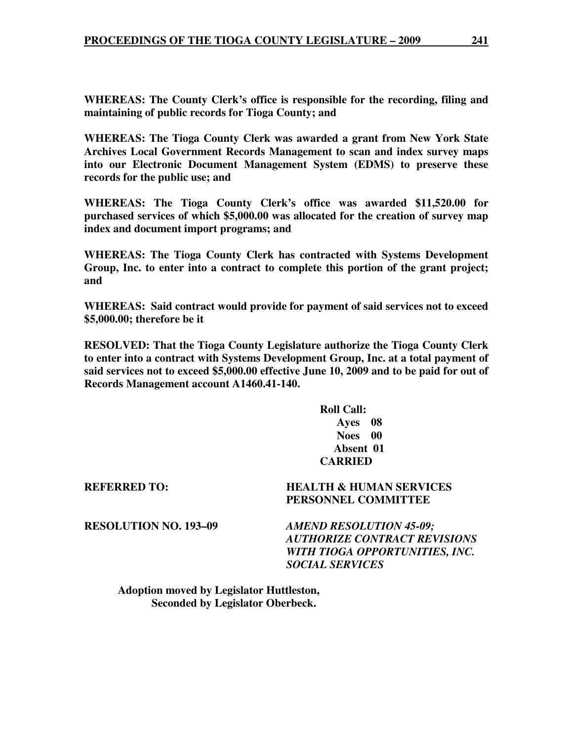**WHEREAS: The County Clerk's office is responsible for the recording, filing and maintaining of public records for Tioga County; and**

**WHEREAS: The Tioga County Clerk was awarded a grant from New York State Archives Local Government Records Management to scan and index survey maps into our Electronic Document Management System (EDMS) to preserve these records for the public use; and**

**WHEREAS: The Tioga County Clerk's office was awarded $11,520.00 for purchased services of which $5,000.00 was allocated for the creation of survey map index and document import programs; and**

**WHEREAS: The Tioga County Clerk has contracted with Systems Development Group, Inc. to enter into a contract to complete this portion of the grant project; and**

**WHEREAS: Said contract would provide for payment of said services not to exceed $5,000.00; therefore be it**

**RESOLVED: That the Tioga County Legislature authorize the Tioga County Clerk to enter into a contract with Systems Development Group, Inc. at a total payment of said services not to exceed $5,000.00 effective June 10, 2009 and to be paid for out of Records Management account A1460.41-140.**

**Roll Call:**
**Ayes 08**
**Noes 00**
**Absent 01**
**CARRIED**

**REFERRED TO:** **HEALTH & HUMAN SERVICES PERSONNEL COMMITTEE**

**RESOLUTION NO. 193–09** ***AMEND RESOLUTION 45-09; AUTHORIZE CONTRACT REVISIONS WITH TIOGA OPPORTUNITIES, INC. SOCIAL SERVICES***

**Adoption moved by Legislator Huttleston,**
**Seconded by Legislator Oberbeck.**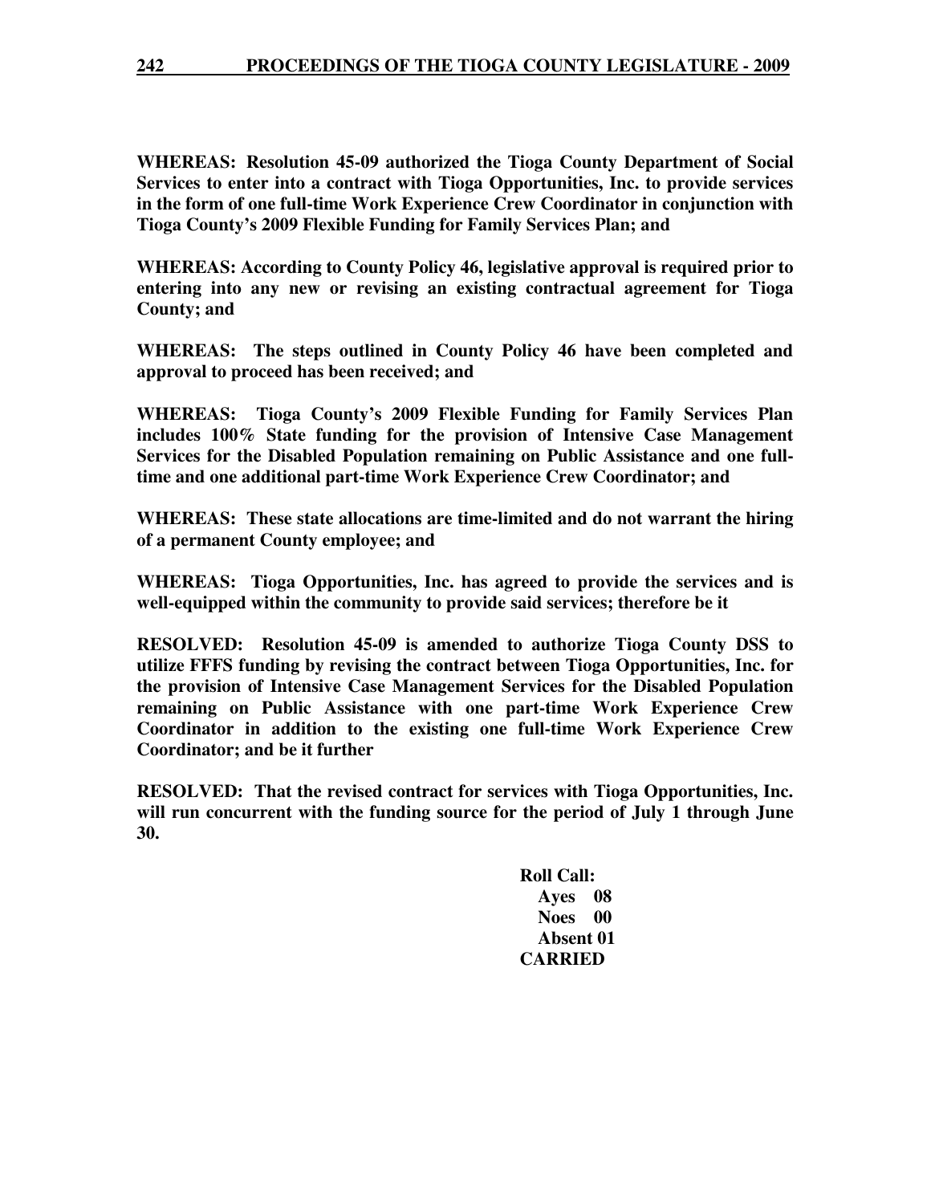**WHEREAS: Resolution 45-09 authorized the Tioga County Department of Social Services to enter into a contract with Tioga Opportunities, Inc. to provide services in the form of one full-time Work Experience Crew Coordinator in conjunction with Tioga County's 2009 Flexible Funding for Family Services Plan; and**

**WHEREAS: According to County Policy 46, legislative approval is required prior to entering into any new or revising an existing contractual agreement for Tioga County; and**

**WHEREAS: The steps outlined in County Policy 46 have been completed and approval to proceed has been received; and**

**WHEREAS: Tioga County's 2009 Flexible Funding for Family Services Plan includes 100% State funding for the provision of Intensive Case Management Services for the Disabled Population remaining on Public Assistance and one full-time and one additional part-time Work Experience Crew Coordinator; and**

**WHEREAS: These state allocations are time-limited and do not warrant the hiring of a permanent County employee; and**

**WHEREAS: Tioga Opportunities, Inc. has agreed to provide the services and is well-equipped within the community to provide said services; therefore be it**

**RESOLVED: Resolution 45-09 is amended to authorize Tioga County DSS to utilize FFFS funding by revising the contract between Tioga Opportunities, Inc. for the provision of Intensive Case Management Services for the Disabled Population remaining on Public Assistance with one part-time Work Experience Crew Coordinator in addition to the existing one full-time Work Experience Crew Coordinator; and be it further**

**RESOLVED: That the revised contract for services with Tioga Opportunities, Inc. will run concurrent with the funding source for the period of July 1 through June 30.**

**Roll Call:**
**Ayes 08**
**Noes 00**
**Absent 01**
**CARRIED**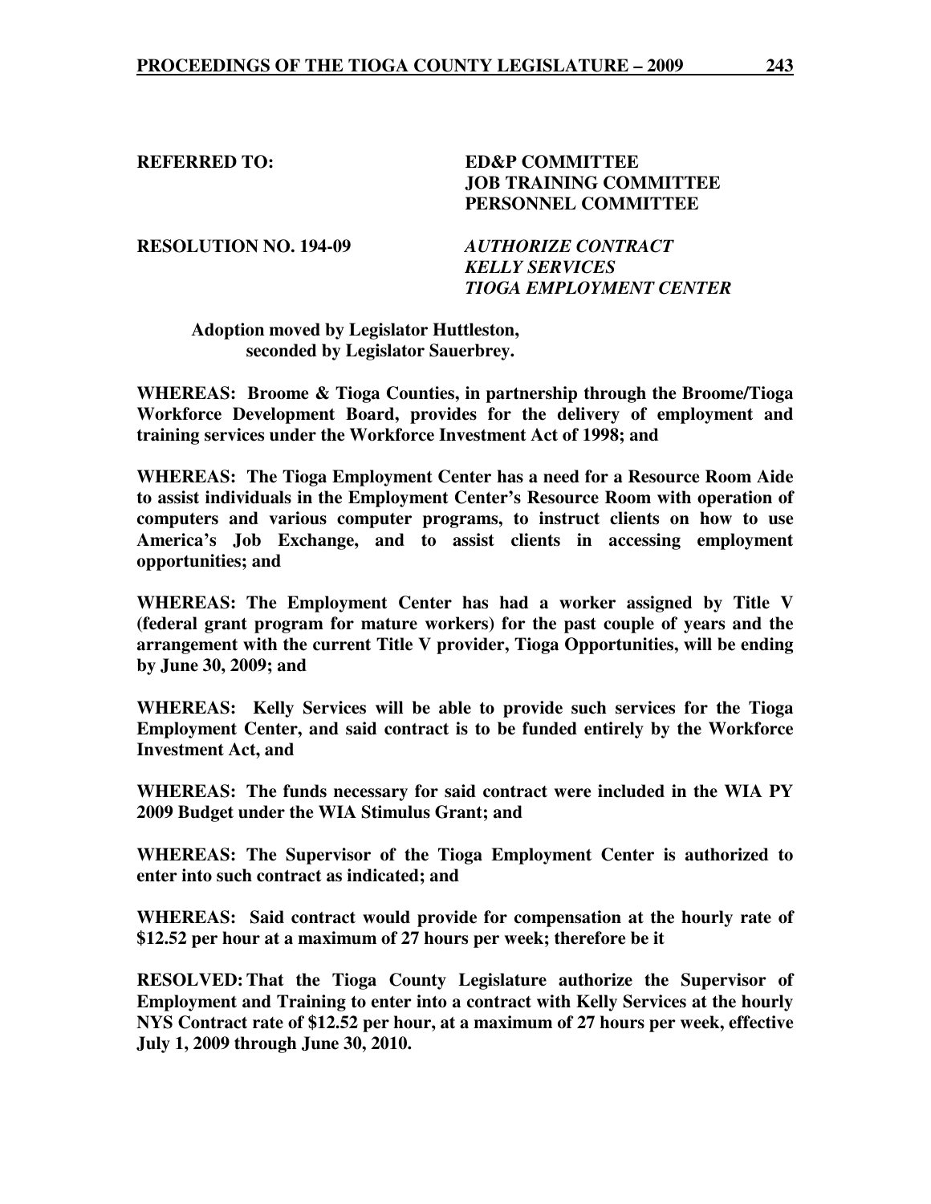**REFERRED TO:** **ED&P COMMITTEE**
**JOB TRAINING COMMITTEE**
**PERSONNEL COMMITTEE**

**RESOLUTION NO. 194-09** ***AUTHORIZE CONTRACT***
***KELLY SERVICES***
***TIOGA EMPLOYMENT CENTER***

**Adoption moved by Legislator Huttleston, seconded by Legislator Sauerbrey.**

**WHEREAS: Broome & Tioga Counties, in partnership through the Broome/Tioga Workforce Development Board, provides for the delivery of employment and training services under the Workforce Investment Act of 1998; and**

**WHEREAS: The Tioga Employment Center has a need for a Resource Room Aide to assist individuals in the Employment Center's Resource Room with operation of computers and various computer programs, to instruct clients on how to use America's Job Exchange, and to assist clients in accessing employment opportunities; and**

**WHEREAS: The Employment Center has had a worker assigned by Title V (federal grant program for mature workers) for the past couple of years and the arrangement with the current Title V provider, Tioga Opportunities, will be ending by June 30, 2009; and**

**WHEREAS: Kelly Services will be able to provide such services for the Tioga Employment Center, and said contract is to be funded entirely by the Workforce Investment Act, and**

**WHEREAS: The funds necessary for said contract were included in the WIA PY 2009 Budget under the WIA Stimulus Grant; and**

**WHEREAS: The Supervisor of the Tioga Employment Center is authorized to enter into such contract as indicated; and**

**WHEREAS: Said contract would provide for compensation at the hourly rate of $12.52 per hour at a maximum of 27 hours per week; therefore be it**

**RESOLVED: That the Tioga County Legislature authorize the Supervisor of Employment and Training to enter into a contract with Kelly Services at the hourly NYS Contract rate of $12.52 per hour, at a maximum of 27 hours per week, effective July 1, 2009 through June 30, 2010.**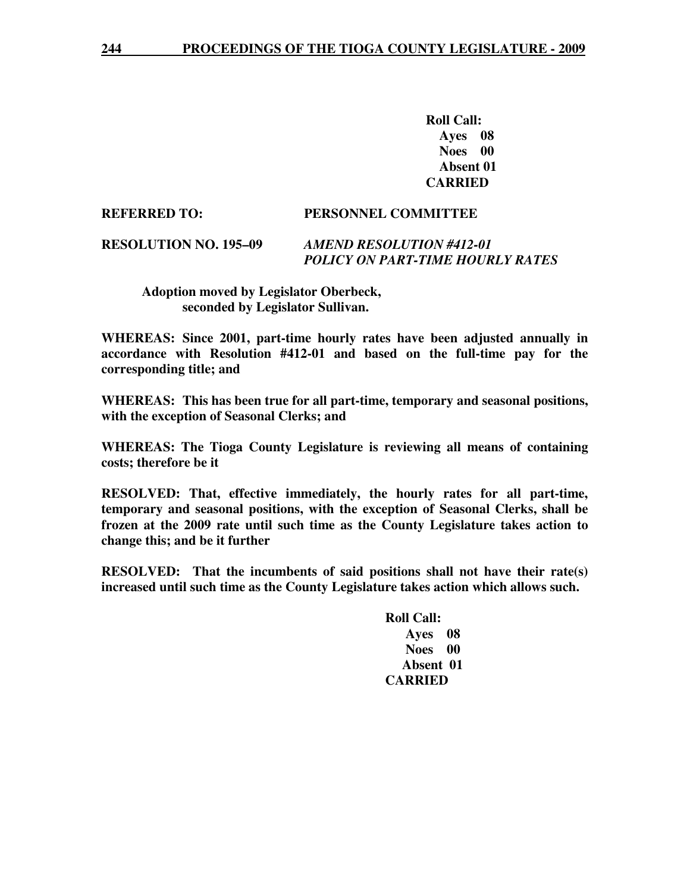**Roll Call:**
**Ayes 08**
**Noes 00**
**Absent 01**
**CARRIED**

**REFERRED TO: PERSONNEL COMMITTEE**

**RESOLUTION NO. 195–09** ***AMEND RESOLUTION #412-01***
***POLICY ON PART-TIME HOURLY RATES***

**Adoption moved by Legislator Oberbeck, seconded by Legislator Sullivan.**

**WHEREAS: Since 2001, part-time hourly rates have been adjusted annually in accordance with Resolution #412-01 and based on the full-time pay for the corresponding title; and**

**WHEREAS: This has been true for all part-time, temporary and seasonal positions, with the exception of Seasonal Clerks; and**

**WHEREAS: The Tioga County Legislature is reviewing all means of containing costs; therefore be it**

**RESOLVED: That, effective immediately, the hourly rates for all part-time, temporary and seasonal positions, with the exception of Seasonal Clerks, shall be frozen at the 2009 rate until such time as the County Legislature takes action to change this; and be it further**

**RESOLVED: That the incumbents of said positions shall not have their rate(s) increased until such time as the County Legislature takes action which allows such.**

**Roll Call:**
**Ayes 08**
**Noes 00**
**Absent 01**
**CARRIED**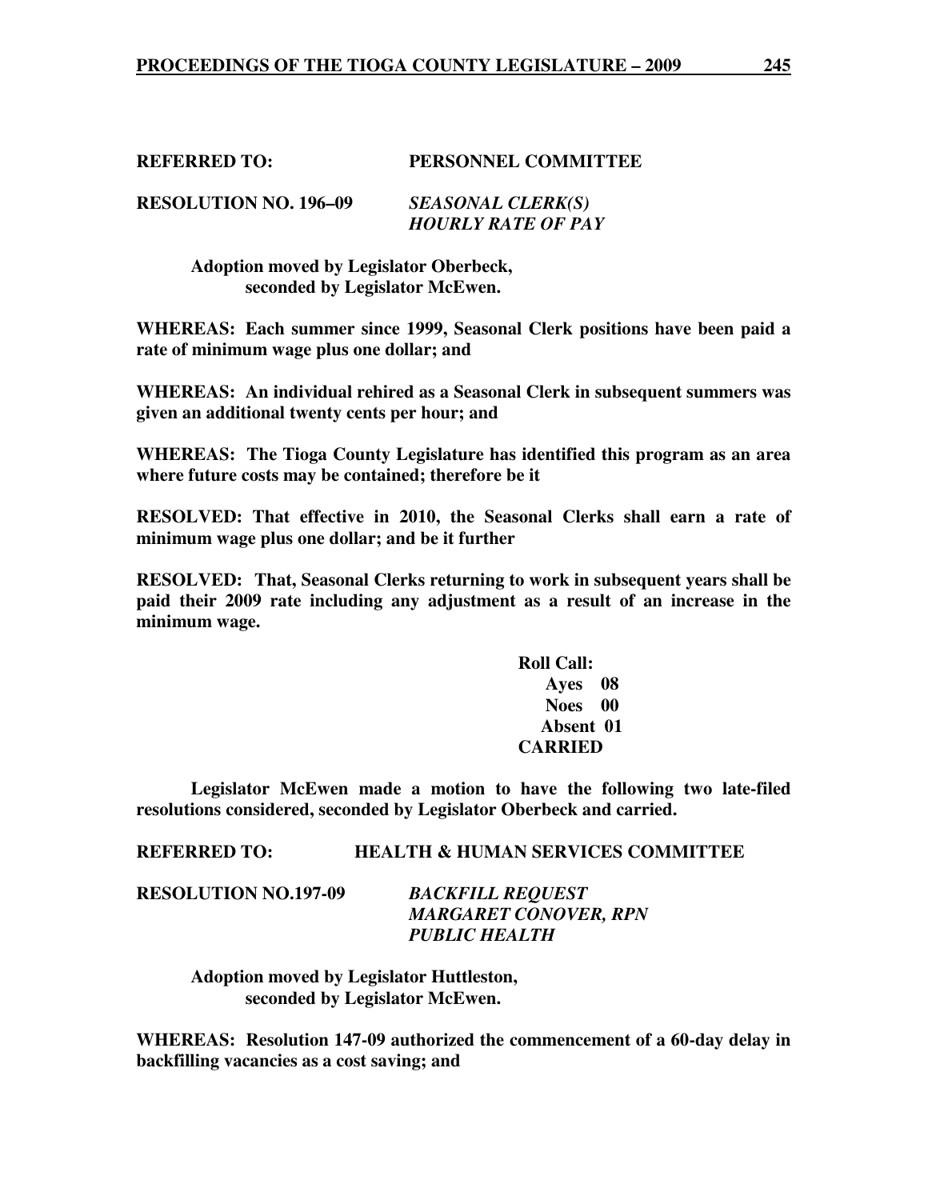**REFERRED TO: PERSONNEL COMMITTEE**

**RESOLUTION NO. 196–09** ***SEASONAL CLERK(S) HOURLY RATE OF PAY***

**Adoption moved by Legislator Oberbeck, seconded by Legislator McEwen.**

**WHEREAS: Each summer since 1999, Seasonal Clerk positions have been paid a rate of minimum wage plus one dollar; and**

**WHEREAS: An individual rehired as a Seasonal Clerk in subsequent summers was given an additional twenty cents per hour; and**

**WHEREAS: The Tioga County Legislature has identified this program as an area where future costs may be contained; therefore be it**

**RESOLVED: That effective in 2010, the Seasonal Clerks shall earn a rate of minimum wage plus one dollar; and be it further**

**RESOLVED: That, Seasonal Clerks returning to work in subsequent years shall be paid their 2009 rate including any adjustment as a result of an increase in the minimum wage.**

**Roll Call:**
**Ayes 08**
**Noes 00**
**Absent 01**
**CARRIED**

**Legislator McEwen made a motion to have the following two late-filed resolutions considered, seconded by Legislator Oberbeck and carried.**

**REFERRED TO: HEALTH & HUMAN SERVICES COMMITTEE**

**RESOLUTION NO.197-09** ***BACKFILL REQUEST MARGARET CONOVER, RPN PUBLIC HEALTH***

**Adoption moved by Legislator Huttleston, seconded by Legislator McEwen.**

**WHEREAS: Resolution 147-09 authorized the commencement of a 60-day delay in backfilling vacancies as a cost saving; and**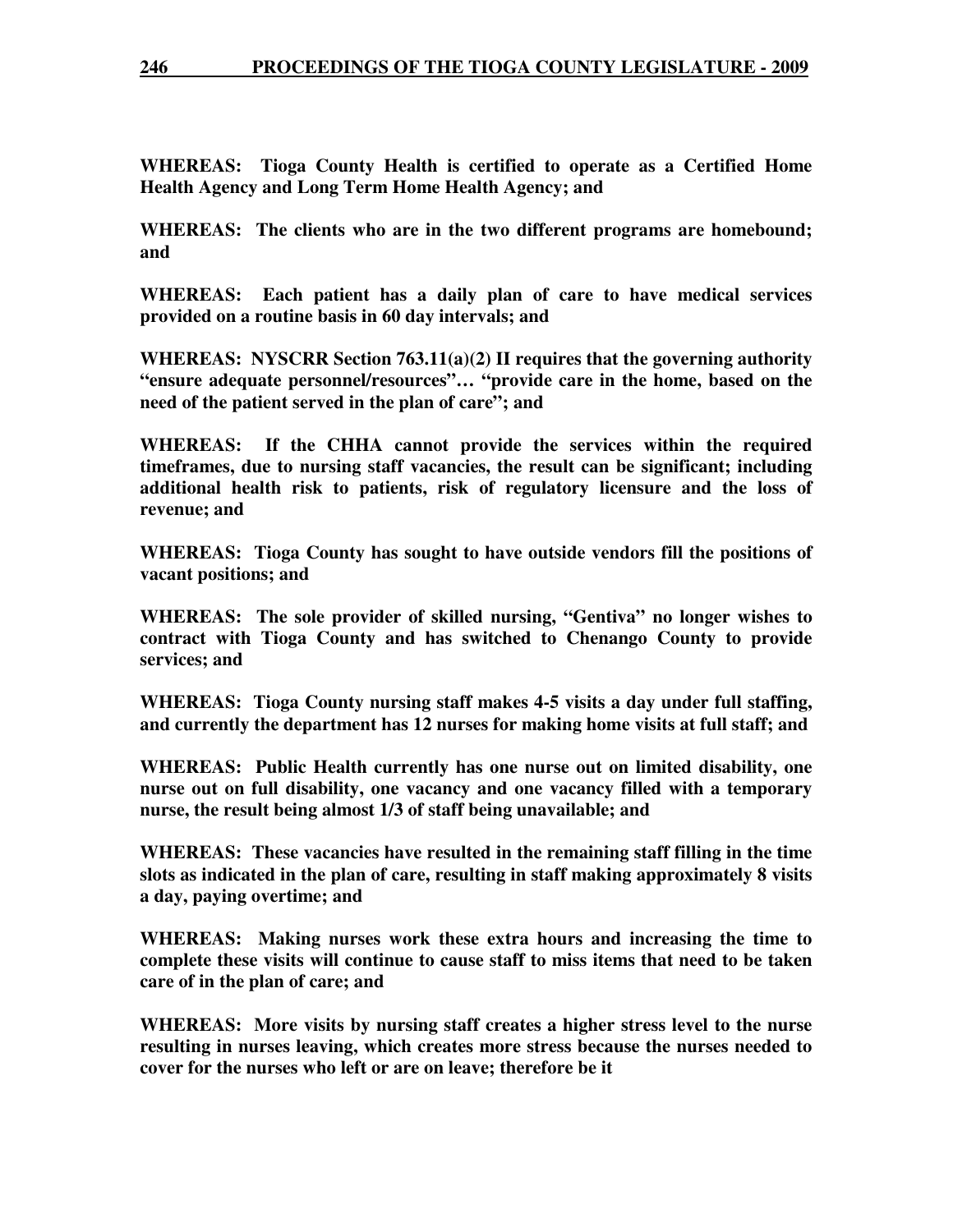**WHEREAS: Tioga County Health is certified to operate as a Certified Home Health Agency and Long Term Home Health Agency; and**

**WHEREAS: The clients who are in the two different programs are homebound; and**

**WHEREAS: Each patient has a daily plan of care to have medical services provided on a routine basis in 60 day intervals; and**

**WHEREAS: NYSCRR Section 763.11(a)(2) II requires that the governing authority "ensure adequate personnel/resources"… "provide care in the home, based on the need of the patient served in the plan of care"; and**

**WHEREAS: If the CHHA cannot provide the services within the required timeframes, due to nursing staff vacancies, the result can be significant; including additional health risk to patients, risk of regulatory licensure and the loss of revenue; and**

**WHEREAS: Tioga County has sought to have outside vendors fill the positions of vacant positions; and**

**WHEREAS: The sole provider of skilled nursing, "Gentiva" no longer wishes to contract with Tioga County and has switched to Chenango County to provide services; and**

**WHEREAS: Tioga County nursing staff makes 4-5 visits a day under full staffing, and currently the department has 12 nurses for making home visits at full staff; and**

**WHEREAS: Public Health currently has one nurse out on limited disability, one nurse out on full disability, one vacancy and one vacancy filled with a temporary nurse, the result being almost 1/3 of staff being unavailable; and**

**WHEREAS: These vacancies have resulted in the remaining staff filling in the time slots as indicated in the plan of care, resulting in staff making approximately 8 visits a day, paying overtime; and**

**WHEREAS: Making nurses work these extra hours and increasing the time to complete these visits will continue to cause staff to miss items that need to be taken care of in the plan of care; and**

**WHEREAS: More visits by nursing staff creates a higher stress level to the nurse resulting in nurses leaving, which creates more stress because the nurses needed to cover for the nurses who left or are on leave; therefore be it**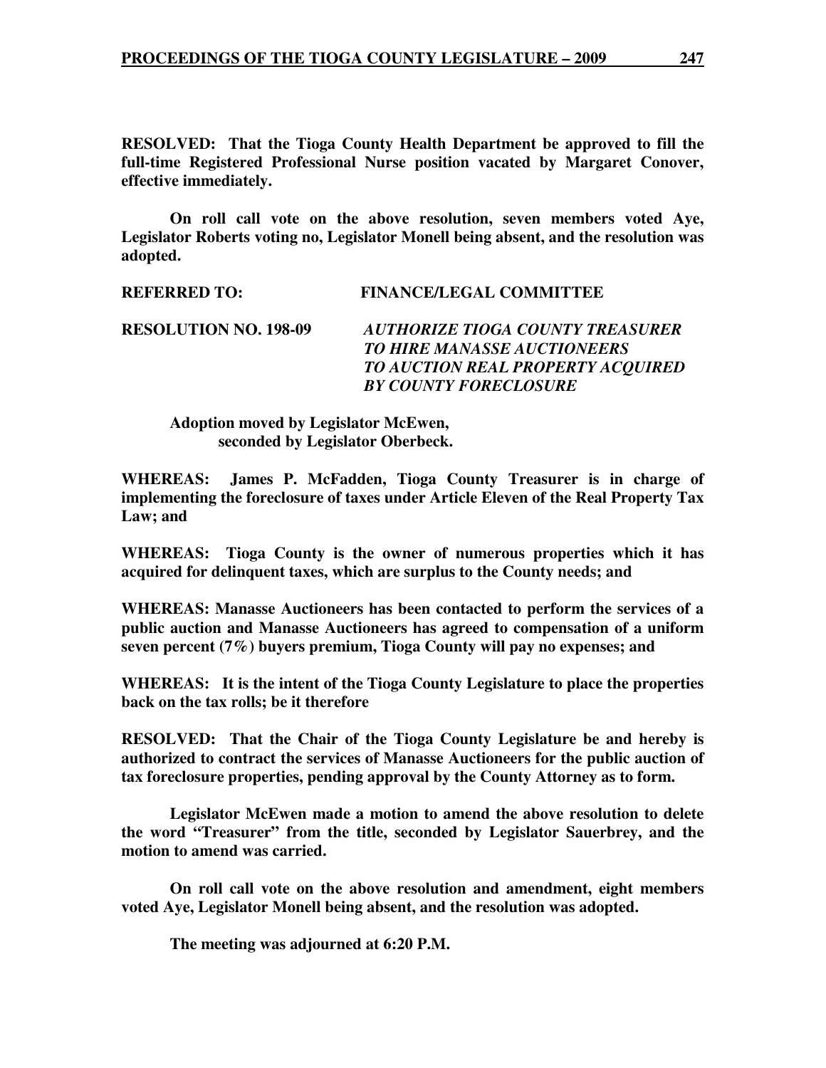**RESOLVED: That the Tioga County Health Department be approved to fill the full-time Registered Professional Nurse position vacated by Margaret Conover, effective immediately.**

**On roll call vote on the above resolution, seven members voted Aye, Legislator Roberts voting no, Legislator Monell being absent, and the resolution was adopted.**

| | |
|---|---|
| **REFERRED TO:** | **FINANCE/LEGAL COMMITTEE** |
| **RESOLUTION NO. 198-09** | ***AUTHORIZE TIOGA COUNTY TREASURER TO HIRE MANASSE AUCTIONEERS TO AUCTION REAL PROPERTY ACQUIRED BY COUNTY FORECLOSURE*** |

**Adoption moved by Legislator McEwen,**
**seconded by Legislator Oberbeck.**

**WHEREAS: James P. McFadden, Tioga County Treasurer is in charge of implementing the foreclosure of taxes under Article Eleven of the Real Property Tax Law; and**

**WHEREAS: Tioga County is the owner of numerous properties which it has acquired for delinquent taxes, which are surplus to the County needs; and**

**WHEREAS: Manasse Auctioneers has been contacted to perform the services of a public auction and Manasse Auctioneers has agreed to compensation of a uniform seven percent (7%) buyers premium, Tioga County will pay no expenses; and**

**WHEREAS: It is the intent of the Tioga County Legislature to place the properties back on the tax rolls; be it therefore**

**RESOLVED: That the Chair of the Tioga County Legislature be and hereby is authorized to contract the services of Manasse Auctioneers for the public auction of tax foreclosure properties, pending approval by the County Attorney as to form.**

**Legislator McEwen made a motion to amend the above resolution to delete the word "Treasurer" from the title, seconded by Legislator Sauerbrey, and the motion to amend was carried.**

**On roll call vote on the above resolution and amendment, eight members voted Aye, Legislator Monell being absent, and the resolution was adopted.**

**The meeting was adjourned at 6:20 P.M.**